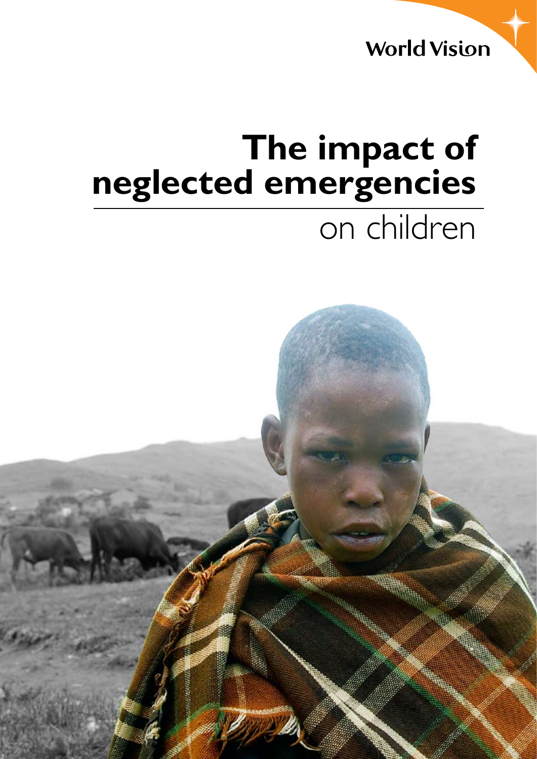World Vision

# The impact of neglected emergencies

## on children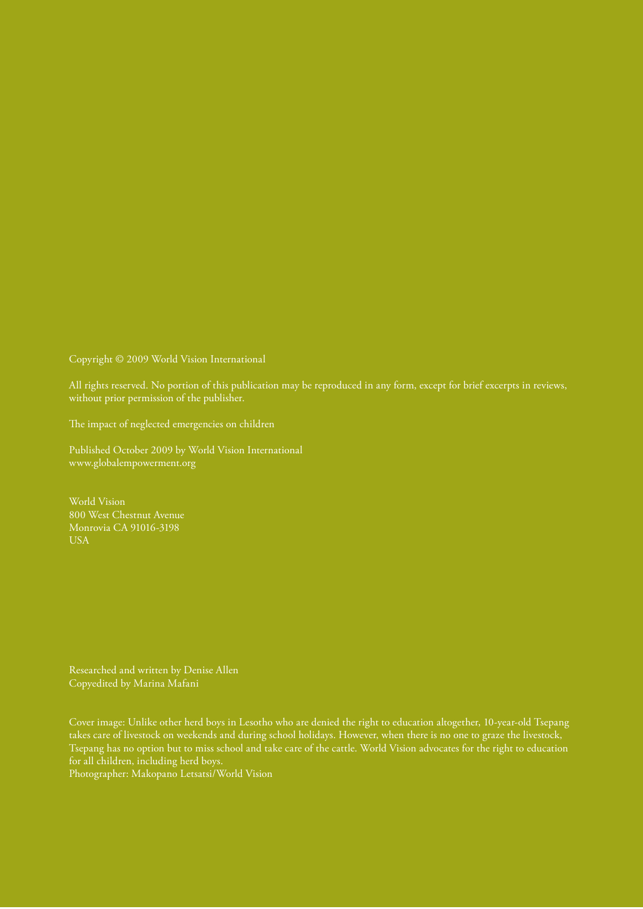Copyright © 2009 World Vision International

All rights reserved. No portion of this publication may be reproduced in any form, except for brief excerpts in reviews, without prior permission of the publisher.

The impact of neglected emergencies on children

Published October 2009 by World Vision International
www.globalempowerment.org

World Vision
800 West Chestnut Avenue
Monrovia CA 91016-3198
USA

Researched and written by Denise Allen
Copyedited by Marina Mafani

Cover image: Unlike other herd boys in Lesotho who are denied the right to education altogether, 10-year-old Tsepang takes care of livestock on weekends and during school holidays. However, when there is no one to graze the livestock, Tsepang has no option but to miss school and take care of the cattle. World Vision advocates for the right to education for all children, including herd boys.
Photographer: Makopano Letsatsi/World Vision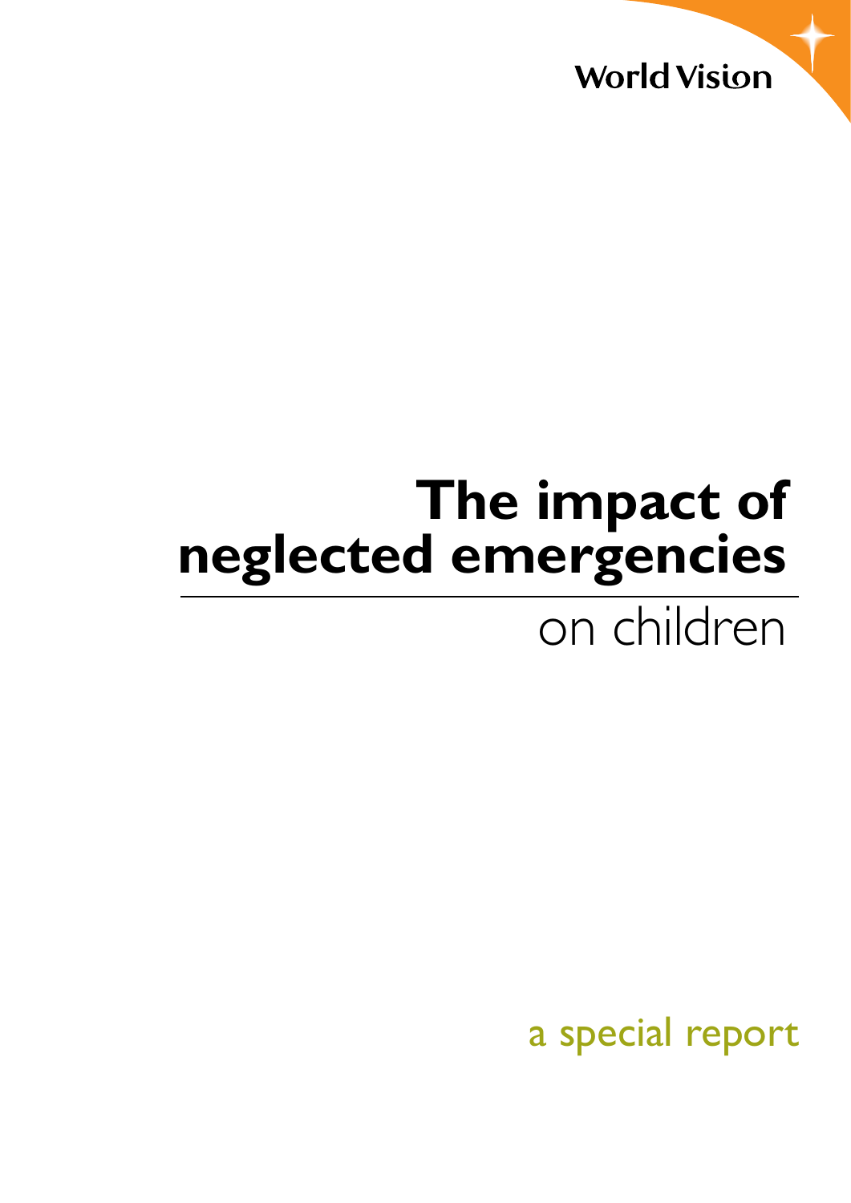World Vision

# The impact of neglected emergencies

## on children

a special report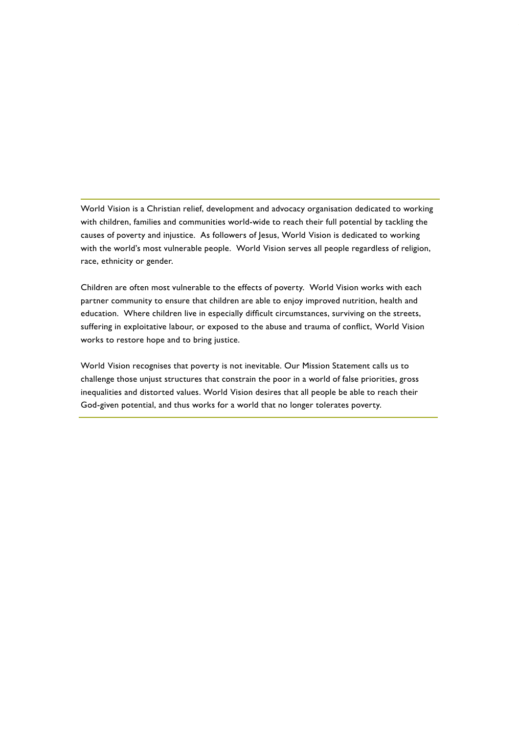World Vision is a Christian relief, development and advocacy organisation dedicated to working with children, families and communities world-wide to reach their full potential by tackling the causes of poverty and injustice. As followers of Jesus, World Vision is dedicated to working with the world's most vulnerable people. World Vision serves all people regardless of religion, race, ethnicity or gender.

Children are often most vulnerable to the effects of poverty. World Vision works with each partner community to ensure that children are able to enjoy improved nutrition, health and education. Where children live in especially difficult circumstances, surviving on the streets, suffering in exploitative labour, or exposed to the abuse and trauma of conflict, World Vision works to restore hope and to bring justice.

World Vision recognises that poverty is not inevitable. Our Mission Statement calls us to challenge those unjust structures that constrain the poor in a world of false priorities, gross inequalities and distorted values. World Vision desires that all people be able to reach their God-given potential, and thus works for a world that no longer tolerates poverty.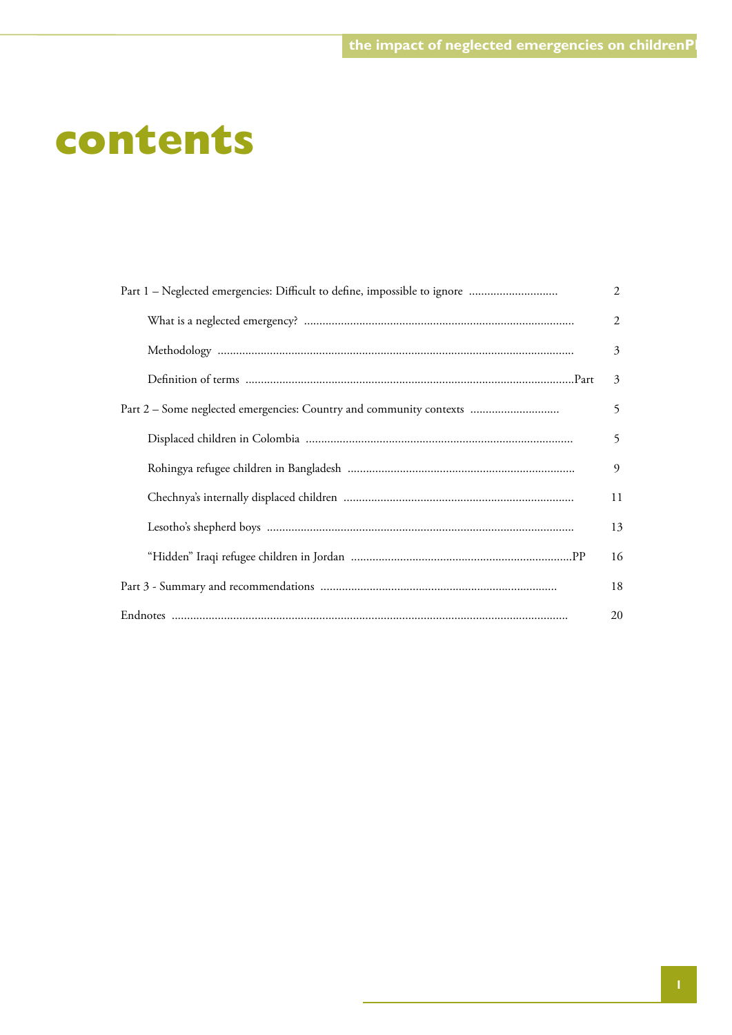# contents

| | |
|---|---|
| Part 1 – Neglected emergencies: Difficult to define, impossible to ignore | 2 |
| What is a neglected emergency? | 2 |
| Methodology | 3 |
| Definition of terms .....Part | 3 |
| Part 2 – Some neglected emergencies: Country and community contexts | 5 |
| Displaced children in Colombia | 5 |
| Rohingya refugee children in Bangladesh | 9 |
| Chechnya's internally displaced children | 11 |
| Lesotho's shepherd boys | 13 |
| "Hidden" Iraqi refugee children in Jordan .....PP | 16 |
| Part 3 - Summary and recommendations | 18 |
| Endnotes | 20 |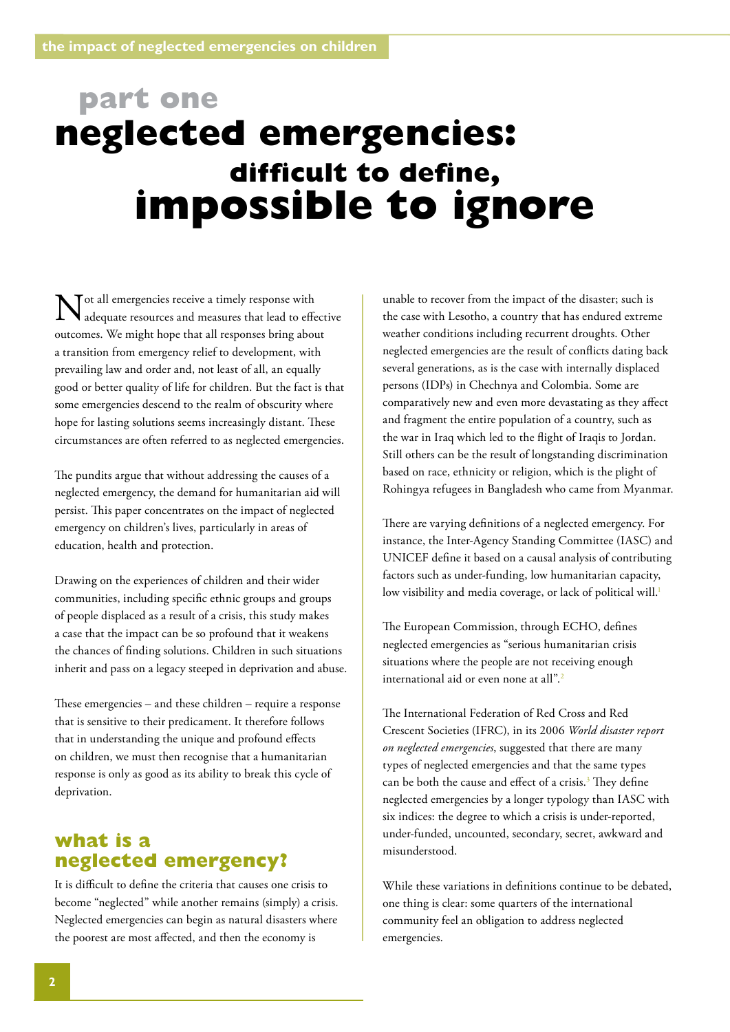# part one

# neglected emergencies: difficult to define, impossible to ignore

Not all emergencies receive a timely response with adequate resources and measures that lead to effective outcomes. We might hope that all responses bring about a transition from emergency relief to development, with prevailing law and order and, not least of all, an equally good or better quality of life for children. But the fact is that some emergencies descend to the realm of obscurity where hope for lasting solutions seems increasingly distant. These circumstances are often referred to as neglected emergencies.

The pundits argue that without addressing the causes of a neglected emergency, the demand for humanitarian aid will persist. This paper concentrates on the impact of neglected emergency on children's lives, particularly in areas of education, health and protection.

Drawing on the experiences of children and their wider communities, including specific ethnic groups and groups of people displaced as a result of a crisis, this study makes a case that the impact can be so profound that it weakens the chances of finding solutions. Children in such situations inherit and pass on a legacy steeped in deprivation and abuse.

These emergencies – and these children – require a response that is sensitive to their predicament. It therefore follows that in understanding the unique and profound effects on children, we must then recognise that a humanitarian response is only as good as its ability to break this cycle of deprivation.

## what is a neglected emergency?

It is difficult to define the criteria that causes one crisis to become "neglected" while another remains (simply) a crisis. Neglected emergencies can begin as natural disasters where the poorest are most affected, and then the economy is unable to recover from the impact of the disaster; such is the case with Lesotho, a country that has endured extreme weather conditions including recurrent droughts. Other neglected emergencies are the result of conflicts dating back several generations, as is the case with internally displaced persons (IDPs) in Chechnya and Colombia. Some are comparatively new and even more devastating as they affect and fragment the entire population of a country, such as the war in Iraq which led to the flight of Iraqis to Jordan. Still others can be the result of longstanding discrimination based on race, ethnicity or religion, which is the plight of Rohingya refugees in Bangladesh who came from Myanmar.

There are varying definitions of a neglected emergency. For instance, the Inter-Agency Standing Committee (IASC) and UNICEF define it based on a causal analysis of contributing factors such as under-funding, low humanitarian capacity, low visibility and media coverage, or lack of political will.[1]

The European Commission, through ECHO, defines neglected emergencies as "serious humanitarian crisis situations where the people are not receiving enough international aid or even none at all".[2]

The International Federation of Red Cross and Red Crescent Societies (IFRC), in its 2006 *World disaster report on neglected emergencies*, suggested that there are many types of neglected emergencies and that the same types can be both the cause and effect of a crisis.[3] They define neglected emergencies by a longer typology than IASC with six indices: the degree to which a crisis is under-reported, under-funded, uncounted, secondary, secret, awkward and misunderstood.

While these variations in definitions continue to be debated, one thing is clear: some quarters of the international community feel an obligation to address neglected emergencies.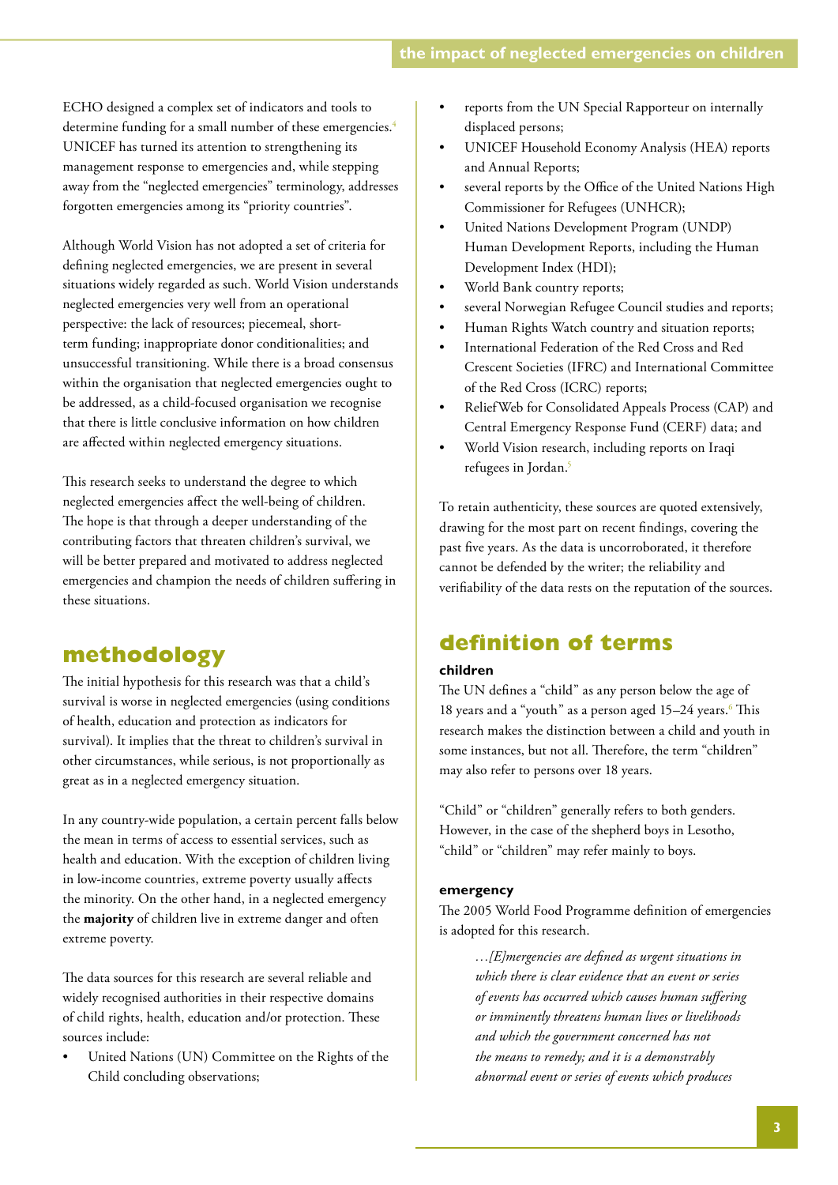ECHO designed a complex set of indicators and tools to determine funding for a small number of these emergencies.[4] UNICEF has turned its attention to strengthening its management response to emergencies and, while stepping away from the "neglected emergencies" terminology, addresses forgotten emergencies among its "priority countries".

Although World Vision has not adopted a set of criteria for defining neglected emergencies, we are present in several situations widely regarded as such. World Vision understands neglected emergencies very well from an operational perspective: the lack of resources; piecemeal, short-term funding; inappropriate donor conditionalities; and unsuccessful transitioning. While there is a broad consensus within the organisation that neglected emergencies ought to be addressed, as a child-focused organisation we recognise that there is little conclusive information on how children are affected within neglected emergency situations.

This research seeks to understand the degree to which neglected emergencies affect the well-being of children. The hope is that through a deeper understanding of the contributing factors that threaten children's survival, we will be better prepared and motivated to address neglected emergencies and champion the needs of children suffering in these situations.

## methodology

The initial hypothesis for this research was that a child's survival is worse in neglected emergencies (using conditions of health, education and protection as indicators for survival). It implies that the threat to children's survival in other circumstances, while serious, is not proportionally as great as in a neglected emergency situation.

In any country-wide population, a certain percent falls below the mean in terms of access to essential services, such as health and education. With the exception of children living in low-income countries, extreme poverty usually affects the minority. On the other hand, in a neglected emergency the **majority** of children live in extreme danger and often extreme poverty.

The data sources for this research are several reliable and widely recognised authorities in their respective domains of child rights, health, education and/or protection. These sources include:

- United Nations (UN) Committee on the Rights of the Child concluding observations;
- reports from the UN Special Rapporteur on internally displaced persons;
- UNICEF Household Economy Analysis (HEA) reports and Annual Reports;
- several reports by the Office of the United Nations High Commissioner for Refugees (UNHCR);
- United Nations Development Program (UNDP) Human Development Reports, including the Human Development Index (HDI);
- World Bank country reports;
- several Norwegian Refugee Council studies and reports;
- Human Rights Watch country and situation reports;
- International Federation of the Red Cross and Red Crescent Societies (IFRC) and International Committee of the Red Cross (ICRC) reports;
- ReliefWeb for Consolidated Appeals Process (CAP) and Central Emergency Response Fund (CERF) data; and
- World Vision research, including reports on Iraqi refugees in Jordan.[5]

To retain authenticity, these sources are quoted extensively, drawing for the most part on recent findings, covering the past five years. As the data is uncorroborated, it therefore cannot be defended by the writer; the reliability and verifiability of the data rests on the reputation of the sources.

## definition of terms

### children

The UN defines a "child" as any person below the age of 18 years and a "youth" as a person aged 15–24 years.[6] This research makes the distinction between a child and youth in some instances, but not all. Therefore, the term "children" may also refer to persons over 18 years.

"Child" or "children" generally refers to both genders. However, in the case of the shepherd boys in Lesotho, "child" or "children" may refer mainly to boys.

### emergency

The 2005 World Food Programme definition of emergencies is adopted for this research.

> *…[E]mergencies are defined as urgent situations in which there is clear evidence that an event or series of events has occurred which causes human suffering or imminently threatens human lives or livelihoods and which the government concerned has not the means to remedy; and it is a demonstrably abnormal event or series of events which produces*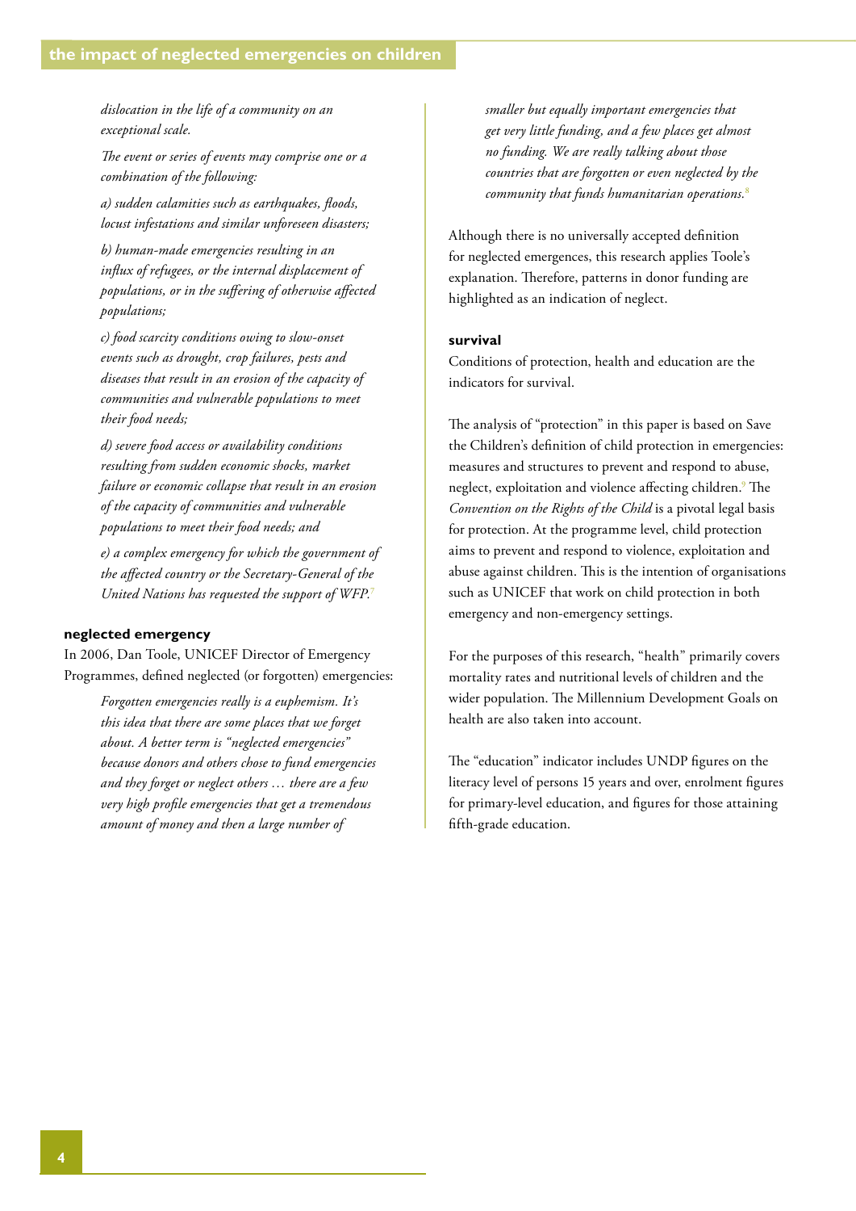*dislocation in the life of a community on an exceptional scale.*

*The event or series of events may comprise one or a combination of the following:*

*a) sudden calamities such as earthquakes, floods, locust infestations and similar unforeseen disasters;*

*b) human-made emergencies resulting in an influx of refugees, or the internal displacement of populations, or in the suffering of otherwise affected populations;*

*c) food scarcity conditions owing to slow-onset events such as drought, crop failures, pests and diseases that result in an erosion of the capacity of communities and vulnerable populations to meet their food needs;*

*d) severe food access or availability conditions resulting from sudden economic shocks, market failure or economic collapse that result in an erosion of the capacity of communities and vulnerable populations to meet their food needs; and*

*e) a complex emergency for which the government of the affected country or the Secretary-General of the United Nations has requested the support of WFP.*[7]

### neglected emergency

In 2006, Dan Toole, UNICEF Director of Emergency Programmes, defined neglected (or forgotten) emergencies:

> *Forgotten emergencies really is a euphemism. It's this idea that there are some places that we forget about. A better term is "neglected emergencies" because donors and others chose to fund emergencies and they forget or neglect others … there are a few very high profile emergencies that get a tremendous amount of money and then a large number of smaller but equally important emergencies that get very little funding, and a few places get almost no funding. We are really talking about those countries that are forgotten or even neglected by the community that funds humanitarian operations.*[8]

Although there is no universally accepted definition for neglected emergences, this research applies Toole's explanation. Therefore, patterns in donor funding are highlighted as an indication of neglect.

### survival

Conditions of protection, health and education are the indicators for survival.

The analysis of "protection" in this paper is based on Save the Children's definition of child protection in emergencies: measures and structures to prevent and respond to abuse, neglect, exploitation and violence affecting children.[9] The *Convention on the Rights of the Child* is a pivotal legal basis for protection. At the programme level, child protection aims to prevent and respond to violence, exploitation and abuse against children. This is the intention of organisations such as UNICEF that work on child protection in both emergency and non-emergency settings.

For the purposes of this research, "health" primarily covers mortality rates and nutritional levels of children and the wider population. The Millennium Development Goals on health are also taken into account.

The "education" indicator includes UNDP figures on the literacy level of persons 15 years and over, enrolment figures for primary-level education, and figures for those attaining fifth-grade education.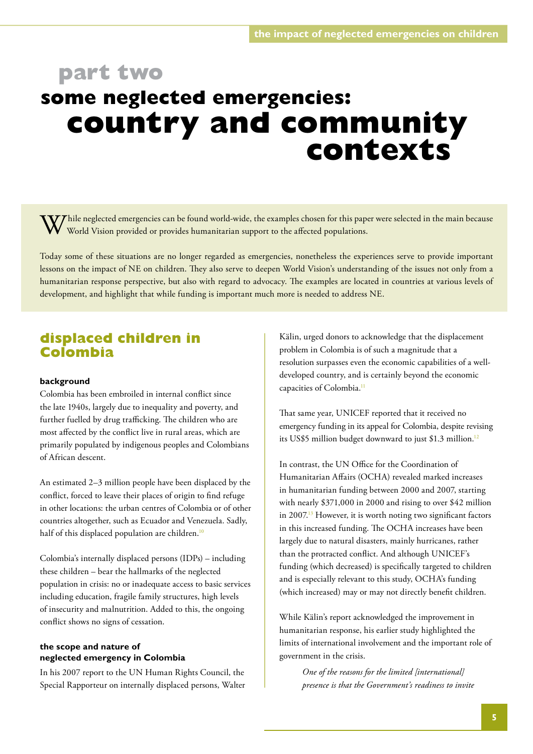# part two

# some neglected emergencies: country and community contexts

While neglected emergencies can be found world-wide, the examples chosen for this paper were selected in the main because World Vision provided or provides humanitarian support to the affected populations.

Today some of these situations are no longer regarded as emergencies, nonetheless the experiences serve to provide important lessons on the impact of NE on children. They also serve to deepen World Vision's understanding of the issues not only from a humanitarian response perspective, but also with regard to advocacy. The examples are located in countries at various levels of development, and highlight that while funding is important much more is needed to address NE.

## displaced children in Colombia

### background

Colombia has been embroiled in internal conflict since the late 1940s, largely due to inequality and poverty, and further fuelled by drug trafficking. The children who are most affected by the conflict live in rural areas, which are primarily populated by indigenous peoples and Colombians of African descent.

An estimated 2–3 million people have been displaced by the conflict, forced to leave their places of origin to find refuge in other locations: the urban centres of Colombia or of other countries altogether, such as Ecuador and Venezuela. Sadly, half of this displaced population are children.[10]

Colombia's internally displaced persons (IDPs) – including these children – bear the hallmarks of the neglected population in crisis: no or inadequate access to basic services including education, fragile family structures, high levels of insecurity and malnutrition. Added to this, the ongoing conflict shows no signs of cessation.

### the scope and nature of neglected emergency in Colombia

In his 2007 report to the UN Human Rights Council, the Special Rapporteur on internally displaced persons, Walter Kälin, urged donors to acknowledge that the displacement problem in Colombia is of such a magnitude that a resolution surpasses even the economic capabilities of a well-developed country, and is certainly beyond the economic capacities of Colombia.[11]

That same year, UNICEF reported that it received no emergency funding in its appeal for Colombia, despite revising its US$5 million budget downward to just $1.3 million.[12]

In contrast, the UN Office for the Coordination of Humanitarian Affairs (OCHA) revealed marked increases in humanitarian funding between 2000 and 2007, starting with nearly $371,000 in 2000 and rising to over $42 million in 2007.[13] However, it is worth noting two significant factors in this increased funding. The OCHA increases have been largely due to natural disasters, mainly hurricanes, rather than the protracted conflict. And although UNICEF's funding (which decreased) is specifically targeted to children and is especially relevant to this study, OCHA's funding (which increased) may or may not directly benefit children.

While Kälin's report acknowledged the improvement in humanitarian response, his earlier study highlighted the limits of international involvement and the important role of government in the crisis.

> *One of the reasons for the limited [international] presence is that the Government's readiness to invite*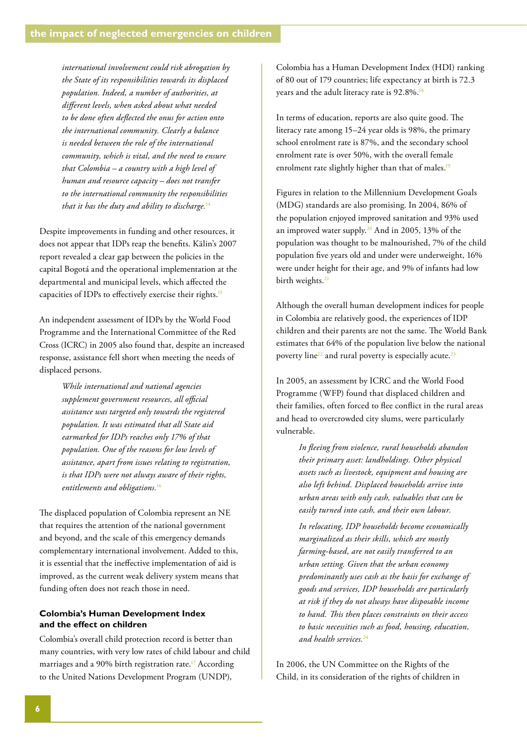*international involvement could risk abrogation by the State of its responsibilities towards its displaced population. Indeed, a number of authorities, at different levels, when asked about what needed to be done often deflected the onus for action onto the international community. Clearly a balance is needed between the role of the international community, which is vital, and the need to ensure that Colombia – a country with a high level of human and resource capacity – does not transfer to the international community the responsibilities that it has the duty and ability to discharge.*[14]

Despite improvements in funding and other resources, it does not appear that IDPs reap the benefits. Kälin's 2007 report revealed a clear gap between the policies in the capital Bogotá and the operational implementation at the departmental and municipal levels, which affected the capacities of IDPs to effectively exercise their rights.[15]

An independent assessment of IDPs by the World Food Programme and the International Committee of the Red Cross (ICRC) in 2005 also found that, despite an increased response, assistance fell short when meeting the needs of displaced persons.

> *While international and national agencies supplement government resources, all official assistance was targeted only towards the registered population. It was estimated that all State aid earmarked for IDPs reaches only 17% of that population. One of the reasons for low levels of assistance, apart from issues relating to registration, is that IDPs were not always aware of their rights, entitlements and obligations.*[16]

The displaced population of Colombia represent an NE that requires the attention of the national government and beyond, and the scale of this emergency demands complementary international involvement. Added to this, it is essential that the ineffective implementation of aid is improved, as the current weak delivery system means that funding often does not reach those in need.

### Colombia's Human Development Index and the effect on children

Colombia's overall child protection record is better than many countries, with very low rates of child labour and child marriages and a 90% birth registration rate.[17] According to the United Nations Development Program (UNDP), Colombia has a Human Development Index (HDI) ranking of 80 out of 179 countries; life expectancy at birth is 72.3 years and the adult literacy rate is 92.8%.[18]

In terms of education, reports are also quite good. The literacy rate among 15–24 year olds is 98%, the primary school enrolment rate is 87%, and the secondary school enrolment rate is over 50%, with the overall female enrolment rate slightly higher than that of males.[19]

Figures in relation to the Millennium Development Goals (MDG) standards are also promising. In 2004, 86% of the population enjoyed improved sanitation and 93% used an improved water supply.[20] And in 2005, 13% of the population was thought to be malnourished, 7% of the child population five years old and under were underweight, 16% were under height for their age, and 9% of infants had low birth weights.[21]

Although the overall human development indices for people in Colombia are relatively good, the experiences of IDP children and their parents are not the same. The World Bank estimates that 64% of the population live below the national poverty line[22] and rural poverty is especially acute.[23]

In 2005, an assessment by ICRC and the World Food Programme (WFP) found that displaced children and their families, often forced to flee conflict in the rural areas and head to overcrowded city slums, were particularly vulnerable.

> *In fleeing from violence, rural households abandon their primary asset: landholdings. Other physical assets such as livestock, equipment and housing are also left behind. Displaced households arrive into urban areas with only cash, valuables that can be easily turned into cash, and their own labour.*
>
> *In relocating, IDP households become economically marginalized as their skills, which are mostly farming-based, are not easily transferred to an urban setting. Given that the urban economy predominantly uses cash as the basis for exchange of goods and services, IDP households are particularly at risk if they do not always have disposable income to hand. This then places constraints on their access to basic necessities such as food, housing, education, and health services.*[24]

In 2006, the UN Committee on the Rights of the Child, in its consideration of the rights of children in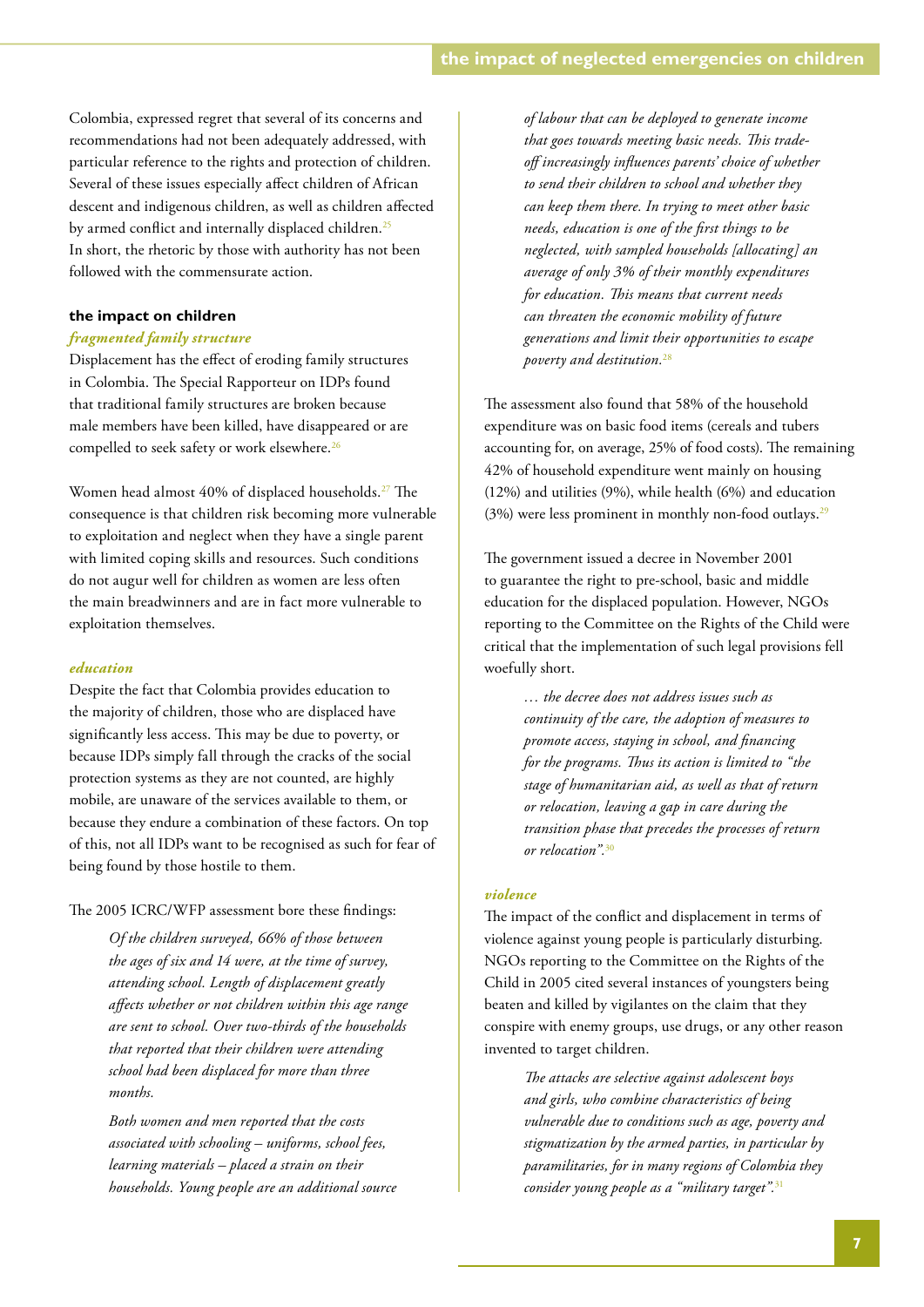Colombia, expressed regret that several of its concerns and recommendations had not been adequately addressed, with particular reference to the rights and protection of children. Several of these issues especially affect children of African descent and indigenous children, as well as children affected by armed conflict and internally displaced children.[25] In short, the rhetoric by those with authority has not been followed with the commensurate action.

### the impact on children

#### *fragmented family structure*

Displacement has the effect of eroding family structures in Colombia. The Special Rapporteur on IDPs found that traditional family structures are broken because male members have been killed, have disappeared or are compelled to seek safety or work elsewhere.[26]

Women head almost 40% of displaced households.[27] The consequence is that children risk becoming more vulnerable to exploitation and neglect when they have a single parent with limited coping skills and resources. Such conditions do not augur well for children as women are less often the main breadwinners and are in fact more vulnerable to exploitation themselves.

#### *education*

Despite the fact that Colombia provides education to the majority of children, those who are displaced have significantly less access. This may be due to poverty, or because IDPs simply fall through the cracks of the social protection systems as they are not counted, are highly mobile, are unaware of the services available to them, or because they endure a combination of these factors. On top of this, not all IDPs want to be recognised as such for fear of being found by those hostile to them.

The 2005 ICRC/WFP assessment bore these findings:

> *Of the children surveyed, 66% of those between the ages of six and 14 were, at the time of survey, attending school. Length of displacement greatly affects whether or not children within this age range are sent to school. Over two-thirds of the households that reported that their children were attending school had been displaced for more than three months.*
>
> *Both women and men reported that the costs associated with schooling – uniforms, school fees, learning materials – placed a strain on their households. Young people are an additional source of labour that can be deployed to generate income that goes towards meeting basic needs. This trade-off increasingly influences parents' choice of whether to send their children to school and whether they can keep them there. In trying to meet other basic needs, education is one of the first things to be neglected, with sampled households [allocating] an average of only 3% of their monthly expenditures for education. This means that current needs can threaten the economic mobility of future generations and limit their opportunities to escape poverty and destitution.*[28]

The assessment also found that 58% of the household expenditure was on basic food items (cereals and tubers accounting for, on average, 25% of food costs). The remaining 42% of household expenditure went mainly on housing (12%) and utilities (9%), while health (6%) and education (3%) were less prominent in monthly non-food outlays.[29]

The government issued a decree in November 2001 to guarantee the right to pre-school, basic and middle education for the displaced population. However, NGOs reporting to the Committee on the Rights of the Child were critical that the implementation of such legal provisions fell woefully short.

> *… the decree does not address issues such as continuity of the care, the adoption of measures to promote access, staying in school, and financing for the programs. Thus its action is limited to "the stage of humanitarian aid, as well as that of return or relocation, leaving a gap in care during the transition phase that precedes the processes of return or relocation".*[30]

#### *violence*

The impact of the conflict and displacement in terms of violence against young people is particularly disturbing. NGOs reporting to the Committee on the Rights of the Child in 2005 cited several instances of youngsters being beaten and killed by vigilantes on the claim that they conspire with enemy groups, use drugs, or any other reason invented to target children.

> *The attacks are selective against adolescent boys and girls, who combine characteristics of being vulnerable due to conditions such as age, poverty and stigmatization by the armed parties, in particular by paramilitaries, for in many regions of Colombia they consider young people as a "military target".*[31]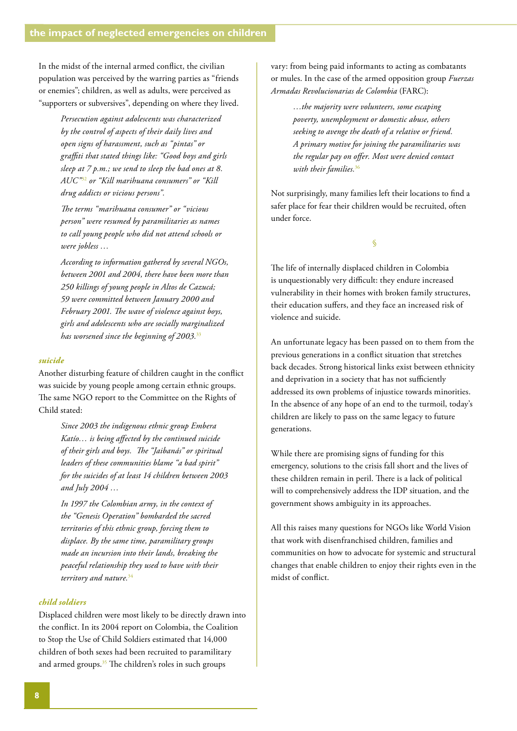In the midst of the internal armed conflict, the civilian population was perceived by the warring parties as "friends or enemies"; children, as well as adults, were perceived as "supporters or subversives", depending on where they lived.

> *Persecution against adolescents was characterized by the control of aspects of their daily lives and open signs of harassment, such as "pintas" or graffiti that stated things like: "Good boys and girls sleep at 7 p.m.; we send to sleep the bad ones at 8. AUC"*[32] *or "Kill marihuana consumers" or "Kill drug addicts or vicious persons".*
>
> *The terms "marihuana consumer" or "vicious person" were resumed by paramilitaries as names to call young people who did not attend schools or were jobless …*
>
> *According to information gathered by several NGOs, between 2001 and 2004, there have been more than 250 killings of young people in Altos de Cazucá; 59 were committed between January 2000 and February 2001. The wave of violence against boys, girls and adolescents who are socially marginalized has worsened since the beginning of 2003.*[33]

### suicide

Another disturbing feature of children caught in the conflict was suicide by young people among certain ethnic groups. The same NGO report to the Committee on the Rights of Child stated:

> *Since 2003 the indigenous ethnic group Embera Katío… is being affected by the continued suicide of their girls and boys. The "Jaibanás" or spiritual leaders of these communities blame "a bad spirit" for the suicides of at least 14 children between 2003 and July 2004 …*
>
> *In 1997 the Colombian army, in the context of the "Genesis Operation" bombarded the sacred territories of this ethnic group, forcing them to displace. By the same time, paramilitary groups made an incursion into their lands, breaking the peaceful relationship they used to have with their territory and nature.*[34]

### child soldiers

Displaced children were most likely to be directly drawn into the conflict. In its 2004 report on Colombia, the Coalition to Stop the Use of Child Soldiers estimated that 14,000 children of both sexes had been recruited to paramilitary and armed groups.[35] The children's roles in such groups vary: from being paid informants to acting as combatants or mules. In the case of the armed opposition group *Fuerzas Armadas Revolucionarias de Colombia* (FARC):

> *…the majority were volunteers, some escaping poverty, unemployment or domestic abuse, others seeking to avenge the death of a relative or friend. A primary motive for joining the paramilitaries was the regular pay on offer. Most were denied contact with their families.*[36]

Not surprisingly, many families left their locations to find a safer place for fear their children would be recruited, often under force.

§

The life of internally displaced children in Colombia is unquestionably very difficult: they endure increased vulnerability in their homes with broken family structures, their education suffers, and they face an increased risk of violence and suicide.

An unfortunate legacy has been passed on to them from the previous generations in a conflict situation that stretches back decades. Strong historical links exist between ethnicity and deprivation in a society that has not sufficiently addressed its own problems of injustice towards minorities. In the absence of any hope of an end to the turmoil, today's children are likely to pass on the same legacy to future generations.

While there are promising signs of funding for this emergency, solutions to the crisis fall short and the lives of these children remain in peril. There is a lack of political will to comprehensively address the IDP situation, and the government shows ambiguity in its approaches.

All this raises many questions for NGOs like World Vision that work with disenfranchised children, families and communities on how to advocate for systemic and structural changes that enable children to enjoy their rights even in the midst of conflict.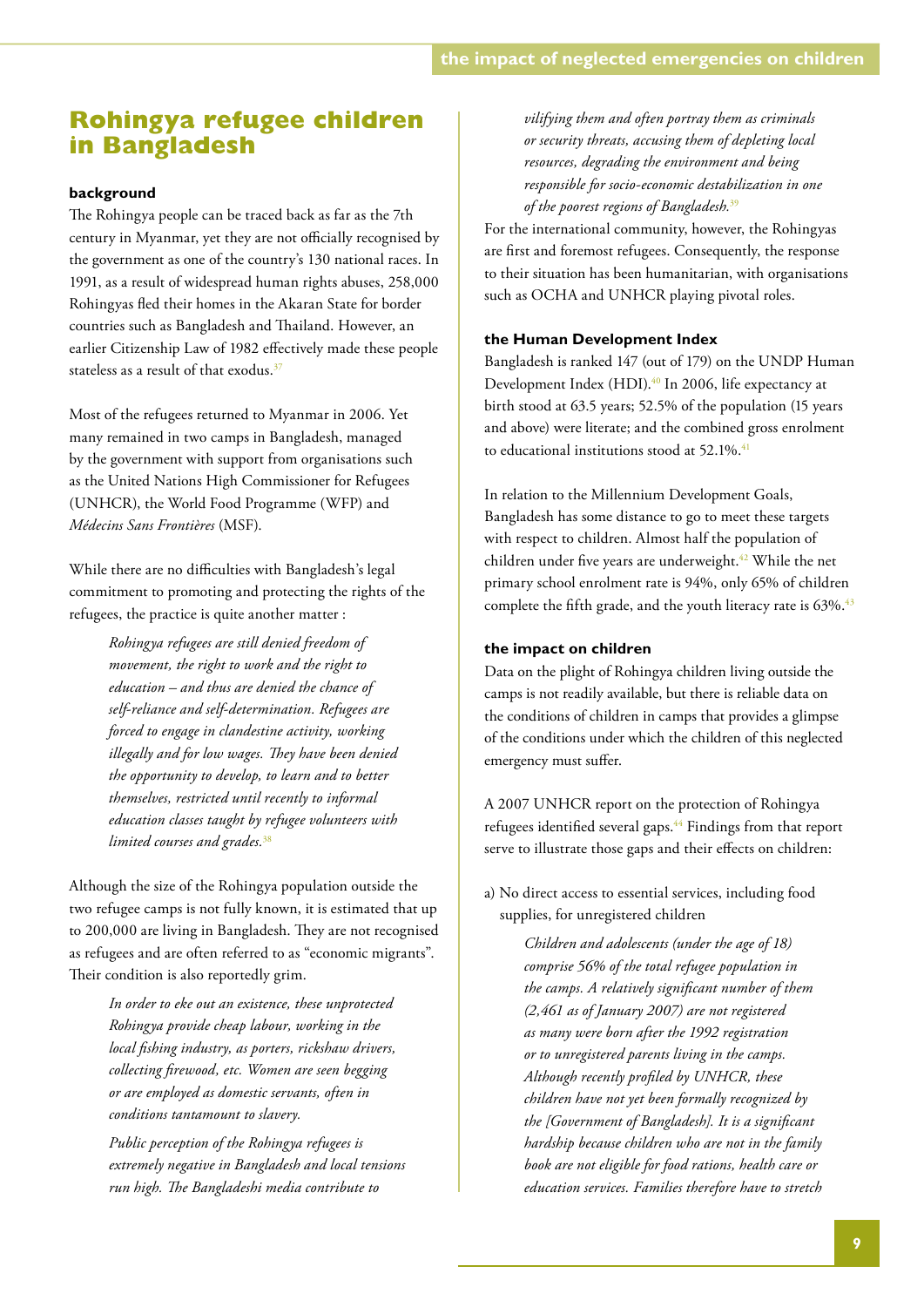## Rohingya refugee children in Bangladesh

### background

The Rohingya people can be traced back as far as the 7th century in Myanmar, yet they are not officially recognised by the government as one of the country's 130 national races. In 1991, as a result of widespread human rights abuses, 258,000 Rohingyas fled their homes in the Akaran State for border countries such as Bangladesh and Thailand. However, an earlier Citizenship Law of 1982 effectively made these people stateless as a result of that exodus.[37]

Most of the refugees returned to Myanmar in 2006. Yet many remained in two camps in Bangladesh, managed by the government with support from organisations such as the United Nations High Commissioner for Refugees (UNHCR), the World Food Programme (WFP) and *Médecins Sans Frontières* (MSF).

While there are no difficulties with Bangladesh's legal commitment to promoting and protecting the rights of the refugees, the practice is quite another matter :

> *Rohingya refugees are still denied freedom of movement, the right to work and the right to education – and thus are denied the chance of self-reliance and self-determination. Refugees are forced to engage in clandestine activity, working illegally and for low wages. They have been denied the opportunity to develop, to learn and to better themselves, restricted until recently to informal education classes taught by refugee volunteers with limited courses and grades.*[38]

Although the size of the Rohingya population outside the two refugee camps is not fully known, it is estimated that up to 200,000 are living in Bangladesh. They are not recognised as refugees and are often referred to as "economic migrants". Their condition is also reportedly grim.

> *In order to eke out an existence, these unprotected Rohingya provide cheap labour, working in the local fishing industry, as porters, rickshaw drivers, collecting firewood, etc. Women are seen begging or are employed as domestic servants, often in conditions tantamount to slavery.*
>
> *Public perception of the Rohingya refugees is extremely negative in Bangladesh and local tensions run high. The Bangladeshi media contribute to vilifying them and often portray them as criminals or security threats, accusing them of depleting local resources, degrading the environment and being responsible for socio-economic destabilization in one of the poorest regions of Bangladesh.*[39]

For the international community, however, the Rohingyas are first and foremost refugees. Consequently, the response to their situation has been humanitarian, with organisations such as OCHA and UNHCR playing pivotal roles.

### the Human Development Index

Bangladesh is ranked 147 (out of 179) on the UNDP Human Development Index (HDI).[40] In 2006, life expectancy at birth stood at 63.5 years; 52.5% of the population (15 years and above) were literate; and the combined gross enrolment to educational institutions stood at 52.1%.[41]

In relation to the Millennium Development Goals, Bangladesh has some distance to go to meet these targets with respect to children. Almost half the population of children under five years are underweight.[42] While the net primary school enrolment rate is 94%, only 65% of children complete the fifth grade, and the youth literacy rate is 63%.[43]

### the impact on children

Data on the plight of Rohingya children living outside the camps is not readily available, but there is reliable data on the conditions of children in camps that provides a glimpse of the conditions under which the children of this neglected emergency must suffer.

A 2007 UNHCR report on the protection of Rohingya refugees identified several gaps.[44] Findings from that report serve to illustrate those gaps and their effects on children:

a) No direct access to essential services, including food supplies, for unregistered children

> *Children and adolescents (under the age of 18) comprise 56% of the total refugee population in the camps. A relatively significant number of them (2,461 as of January 2007) are not registered as many were born after the 1992 registration or to unregistered parents living in the camps. Although recently profiled by UNHCR, these children have not yet been formally recognized by the [Government of Bangladesh]. It is a significant hardship because children who are not in the family book are not eligible for food rations, health care or education services. Families therefore have to stretch*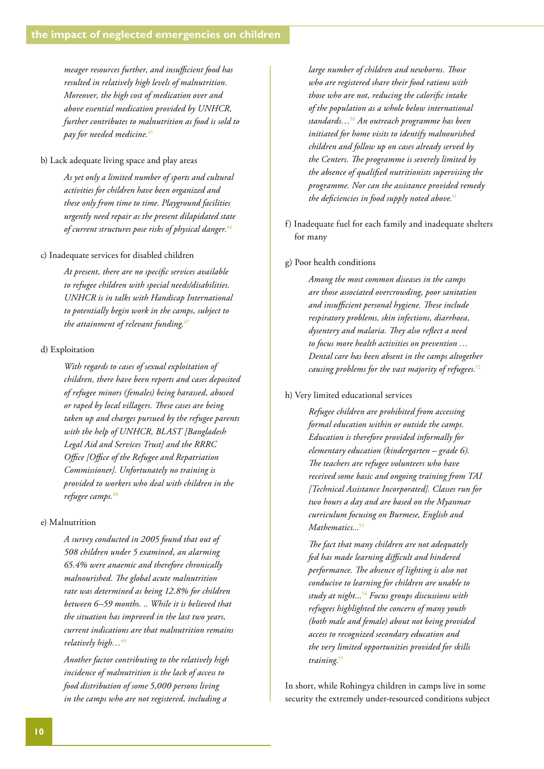*meager resources further, and insufficient food has resulted in relatively high levels of malnutrition. Moreover, the high cost of medication over and above essential medication provided by UNHCR, further contributes to malnutrition as food is sold to pay for needed medicine.*[45]

b) Lack adequate living space and play areas

> *As yet only a limited number of sports and cultural activities for children have been organized and these only from time to time. Playground facilities urgently need repair as the present dilapidated state of current structures pose risks of physical danger.*[46]

c) Inadequate services for disabled children

> *At present, there are no specific services available to refugee children with special needs/disabilities. UNHCR is in talks with Handicap International to potentially begin work in the camps, subject to the attainment of relevant funding.*[47]

d) Exploitation

> *With regards to cases of sexual exploitation of children, there have been reports and cases deposited of refugee minors (females) being harassed, abused or raped by local villagers. These cases are being taken up and charges pursued by the refugee parents with the help of UNHCR, BLAST [Bangladesh Legal Aid and Services Trust] and the RRRC Office [Office of the Refugee and Repatriation Commissioner]. Unfortunately no training is provided to workers who deal with children in the refugee camps.*[48]

e) Malnutrition

> *A survey conducted in 2005 found that out of 508 children under 5 examined, an alarming 65.4% were anaemic and therefore chronically malnourished. The global acute malnutrition rate was determined as being 12.8% for children between 6–59 months. .. While it is believed that the situation has improved in the last two years, current indications are that malnutrition remains relatively high…*[49]
>
> *Another factor contributing to the relatively high incidence of malnutrition is the lack of access to food distribution of some 5,000 persons living in the camps who are not registered, including a large number of children and newborns. Those who are registered share their food rations with those who are not, reducing the calorific intake of the population as a whole below international standards…*[50] *An outreach programme has been initiated for home visits to identify malnourished children and follow up on cases already served by the Centers. The programme is severely limited by the absence of qualified nutritionists supervising the programme. Nor can the assistance provided remedy the deficiencies in food supply noted above.*[51]

f) Inadequate fuel for each family and inadequate shelters for many

g) Poor health conditions

> *Among the most common diseases in the camps are those associated overcrowding, poor sanitation and insufficient personal hygiene. These include respiratory problems, skin infections, diarrhoea, dysentery and malaria. They also reflect a need to focus more health activities on prevention … Dental care has been absent in the camps altogether causing problems for the vast majority of refugees.*[52]

h) Very limited educational services

> *Refugee children are prohibited from accessing formal education within or outside the camps. Education is therefore provided informally for elementary education (kindergarten – grade 6). The teachers are refugee volunteers who have received some basic and ongoing training from TAI [Technical Assistance Incorporated]. Classes run for two hours a day and are based on the Myanmar curriculum focusing on Burmese, English and Mathematics...*[53]
>
> *The fact that many children are not adequately fed has made learning difficult and hindered performance. The absence of lighting is also not conducive to learning for children are unable to study at night...*[54] *Focus groups discussions with refugees highlighted the concern of many youth (both male and female) about not being provided access to recognized secondary education and the very limited opportunities provided for skills training.*[55]

In short, while Rohingya children in camps live in some security the extremely under-resourced conditions subject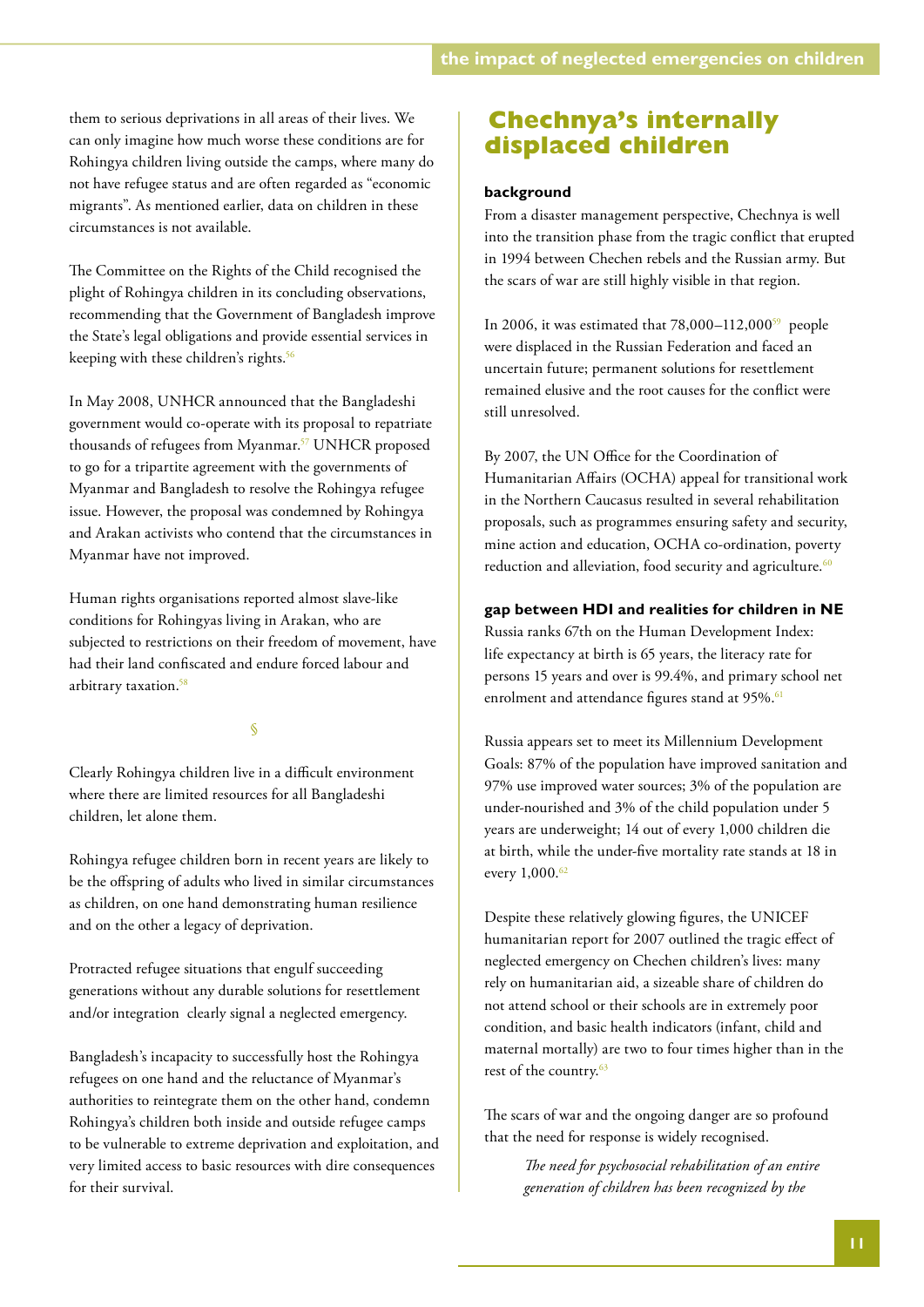them to serious deprivations in all areas of their lives. We can only imagine how much worse these conditions are for Rohingya children living outside the camps, where many do not have refugee status and are often regarded as "economic migrants". As mentioned earlier, data on children in these circumstances is not available.

The Committee on the Rights of the Child recognised the plight of Rohingya children in its concluding observations, recommending that the Government of Bangladesh improve the State's legal obligations and provide essential services in keeping with these children's rights.[56]

In May 2008, UNHCR announced that the Bangladeshi government would co-operate with its proposal to repatriate thousands of refugees from Myanmar.[57] UNHCR proposed to go for a tripartite agreement with the governments of Myanmar and Bangladesh to resolve the Rohingya refugee issue. However, the proposal was condemned by Rohingya and Arakan activists who contend that the circumstances in Myanmar have not improved.

Human rights organisations reported almost slave-like conditions for Rohingyas living in Arakan, who are subjected to restrictions on their freedom of movement, have had their land confiscated and endure forced labour and arbitrary taxation.[58]

§

Clearly Rohingya children live in a difficult environment where there are limited resources for all Bangladeshi children, let alone them.

Rohingya refugee children born in recent years are likely to be the offspring of adults who lived in similar circumstances as children, on one hand demonstrating human resilience and on the other a legacy of deprivation.

Protracted refugee situations that engulf succeeding generations without any durable solutions for resettlement and/or integration clearly signal a neglected emergency.

Bangladesh's incapacity to successfully host the Rohingya refugees on one hand and the reluctance of Myanmar's authorities to reintegrate them on the other hand, condemn Rohingya's children both inside and outside refugee camps to be vulnerable to extreme deprivation and exploitation, and very limited access to basic resources with dire consequences for their survival.

## Chechnya's internally displaced children

### background

From a disaster management perspective, Chechnya is well into the transition phase from the tragic conflict that erupted in 1994 between Chechen rebels and the Russian army. But the scars of war are still highly visible in that region.

In 2006, it was estimated that 78,000–112,000[59] people were displaced in the Russian Federation and faced an uncertain future; permanent solutions for resettlement remained elusive and the root causes for the conflict were still unresolved.

By 2007, the UN Office for the Coordination of Humanitarian Affairs (OCHA) appeal for transitional work in the Northern Caucasus resulted in several rehabilitation proposals, such as programmes ensuring safety and security, mine action and education, OCHA co-ordination, poverty reduction and alleviation, food security and agriculture.[60]

### gap between HDI and realities for children in NE

Russia ranks 67th on the Human Development Index: life expectancy at birth is 65 years, the literacy rate for persons 15 years and over is 99.4%, and primary school net enrolment and attendance figures stand at 95%.[61]

Russia appears set to meet its Millennium Development Goals: 87% of the population have improved sanitation and 97% use improved water sources; 3% of the population are under-nourished and 3% of the child population under 5 years are underweight; 14 out of every 1,000 children die at birth, while the under-five mortality rate stands at 18 in every 1,000.[62]

Despite these relatively glowing figures, the UNICEF humanitarian report for 2007 outlined the tragic effect of neglected emergency on Chechen children's lives: many rely on humanitarian aid, a sizeable share of children do not attend school or their schools are in extremely poor condition, and basic health indicators (infant, child and maternal mortally) are two to four times higher than in the rest of the country.[63]

The scars of war and the ongoing danger are so profound that the need for response is widely recognised.

> *The need for psychosocial rehabilitation of an entire generation of children has been recognized by the*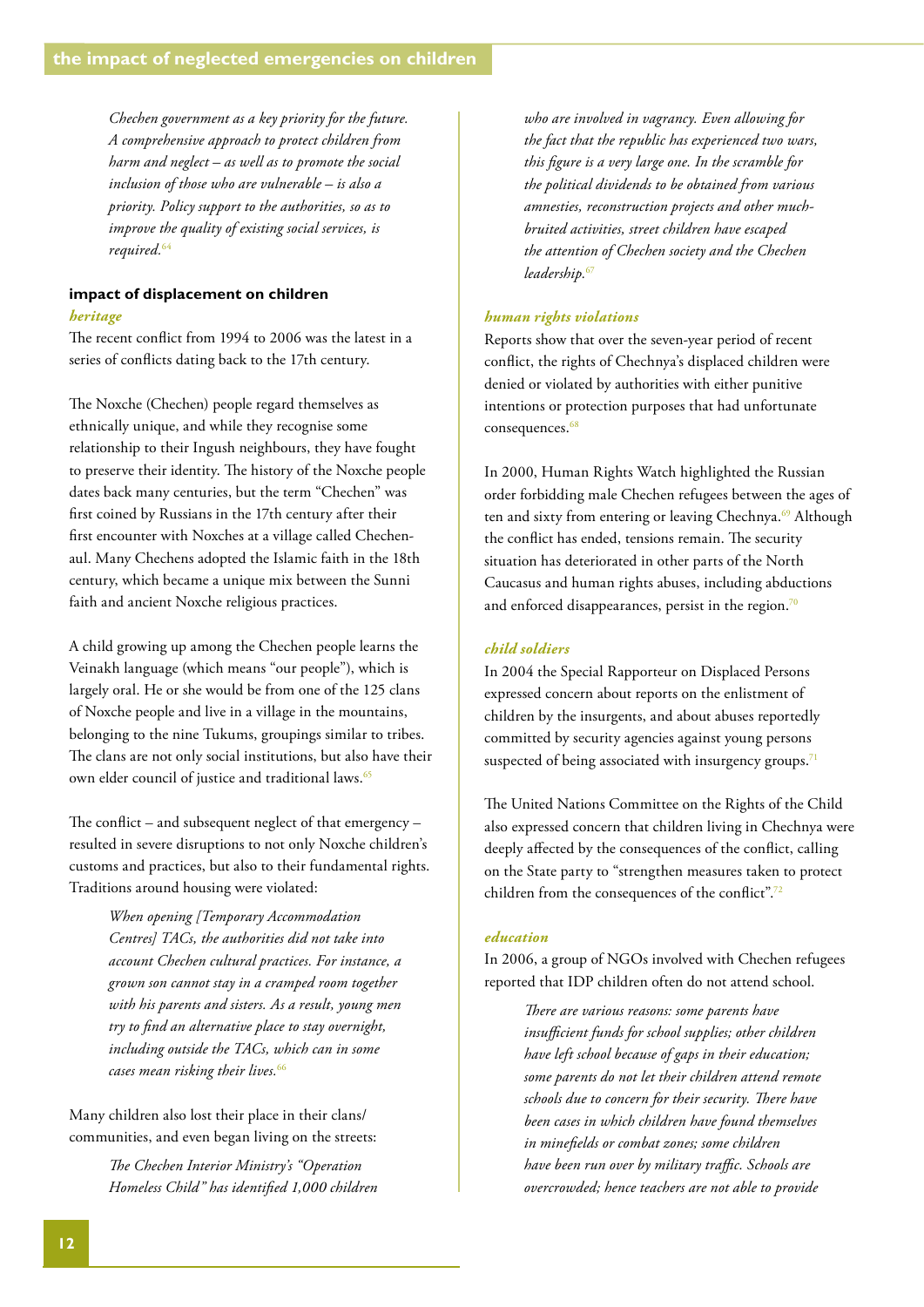> *Chechen government as a key priority for the future. A comprehensive approach to protect children from harm and neglect – as well as to promote the social inclusion of those who are vulnerable – is also a priority. Policy support to the authorities, so as to improve the quality of existing social services, is required.*[64]

### impact of displacement on children

#### *heritage*

The recent conflict from 1994 to 2006 was the latest in a series of conflicts dating back to the 17th century.

The Noxche (Chechen) people regard themselves as ethnically unique, and while they recognise some relationship to their Ingush neighbours, they have fought to preserve their identity. The history of the Noxche people dates back many centuries, but the term "Chechen" was first coined by Russians in the 17th century after their first encounter with Noxches at a village called Chechen-aul. Many Chechens adopted the Islamic faith in the 18th century, which became a unique mix between the Sunni faith and ancient Noxche religious practices.

A child growing up among the Chechen people learns the Veinakh language (which means "our people"), which is largely oral. He or she would be from one of the 125 clans of Noxche people and live in a village in the mountains, belonging to the nine Tukums, groupings similar to tribes. The clans are not only social institutions, but also have their own elder council of justice and traditional laws.[65]

The conflict – and subsequent neglect of that emergency – resulted in severe disruptions to not only Noxche children's customs and practices, but also to their fundamental rights. Traditions around housing were violated:

> *When opening [Temporary Accommodation Centres] TACs, the authorities did not take into account Chechen cultural practices. For instance, a grown son cannot stay in a cramped room together with his parents and sisters. As a result, young men try to find an alternative place to stay overnight, including outside the TACs, which can in some cases mean risking their lives.*[66]

Many children also lost their place in their clans/communities, and even began living on the streets:

> *The Chechen Interior Ministry's "Operation Homeless Child" has identified 1,000 children who are involved in vagrancy. Even allowing for the fact that the republic has experienced two wars, this figure is a very large one. In the scramble for the political dividends to be obtained from various amnesties, reconstruction projects and other much-bruited activities, street children have escaped the attention of Chechen society and the Chechen leadership.*[67]

#### *human rights violations*

Reports show that over the seven-year period of recent conflict, the rights of Chechnya's displaced children were denied or violated by authorities with either punitive intentions or protection purposes that had unfortunate consequences.[68]

In 2000, Human Rights Watch highlighted the Russian order forbidding male Chechen refugees between the ages of ten and sixty from entering or leaving Chechnya.[69] Although the conflict has ended, tensions remain. The security situation has deteriorated in other parts of the North Caucasus and human rights abuses, including abductions and enforced disappearances, persist in the region.[70]

#### *child soldiers*

In 2004 the Special Rapporteur on Displaced Persons expressed concern about reports on the enlistment of children by the insurgents, and about abuses reportedly committed by security agencies against young persons suspected of being associated with insurgency groups.[71]

The United Nations Committee on the Rights of the Child also expressed concern that children living in Chechnya were deeply affected by the consequences of the conflict, calling on the State party to "strengthen measures taken to protect children from the consequences of the conflict".[72]

#### *education*

In 2006, a group of NGOs involved with Chechen refugees reported that IDP children often do not attend school.

> *There are various reasons: some parents have insufficient funds for school supplies; other children have left school because of gaps in their education; some parents do not let their children attend remote schools due to concern for their security. There have been cases in which children have found themselves in minefields or combat zones; some children have been run over by military traffic. Schools are overcrowded; hence teachers are not able to provide*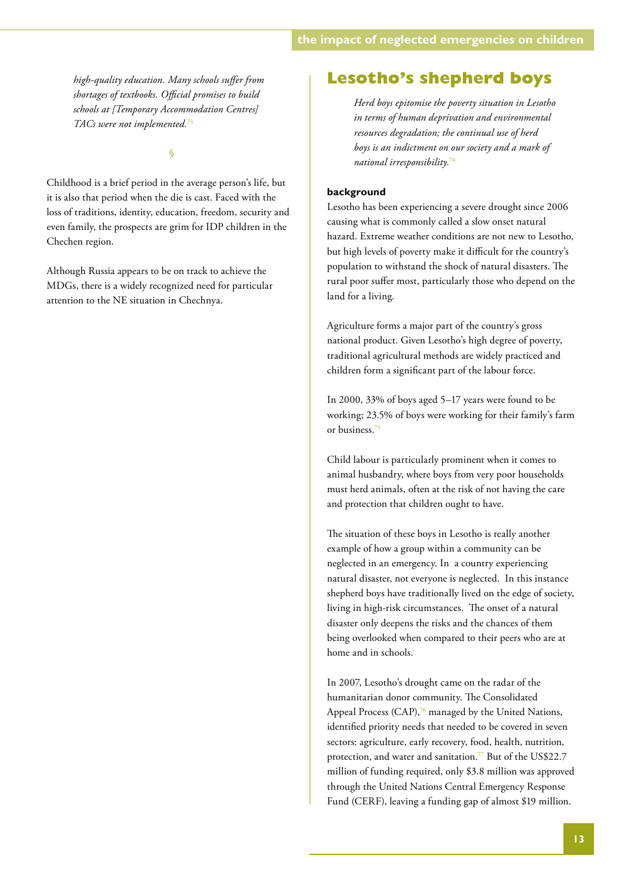*high-quality education. Many schools suffer from shortages of textbooks. Official promises to build schools at [Temporary Accommodation Centres] TACs were not implemented.*[73]

§

Childhood is a brief period in the average person's life, but it is also that period when the die is cast. Faced with the loss of traditions, identity, education, freedom, security and even family, the prospects are grim for IDP children in the Chechen region.

Although Russia appears to be on track to achieve the MDGs, there is a widely recognized need for particular attention to the NE situation in Chechnya.

## Lesotho's shepherd boys

*Herd boys epitomise the poverty situation in Lesotho in terms of human deprivation and environmental resources degradation; the continual use of herd boys is an indictment on our society and a mark of national irresponsibility.*[74]

### background

Lesotho has been experiencing a severe drought since 2006 causing what is commonly called a slow onset natural hazard. Extreme weather conditions are not new to Lesotho, but high levels of poverty make it difficult for the country's population to withstand the shock of natural disasters. The rural poor suffer most, particularly those who depend on the land for a living.

Agriculture forms a major part of the country's gross national product. Given Lesotho's high degree of poverty, traditional agricultural methods are widely practiced and children form a significant part of the labour force.

In 2000, 33% of boys aged 5–17 years were found to be working; 23.5% of boys were working for their family's farm or business.[75]

Child labour is particularly prominent when it comes to animal husbandry, where boys from very poor households must herd animals, often at the risk of not having the care and protection that children ought to have.

The situation of these boys in Lesotho is really another example of how a group within a community can be neglected in an emergency. In a country experiencing natural disaster, not everyone is neglected. In this instance shepherd boys have traditionally lived on the edge of society, living in high-risk circumstances. The onset of a natural disaster only deepens the risks and the chances of them being overlooked when compared to their peers who are at home and in schools.

In 2007, Lesotho's drought came on the radar of the humanitarian donor community. The Consolidated Appeal Process (CAP),[76] managed by the United Nations, identified priority needs that needed to be covered in seven sectors: agriculture, early recovery, food, health, nutrition, protection, and water and sanitation.[77] But of the US$22.7 million of funding required, only $3.8 million was approved through the United Nations Central Emergency Response Fund (CERF), leaving a funding gap of almost $19 million.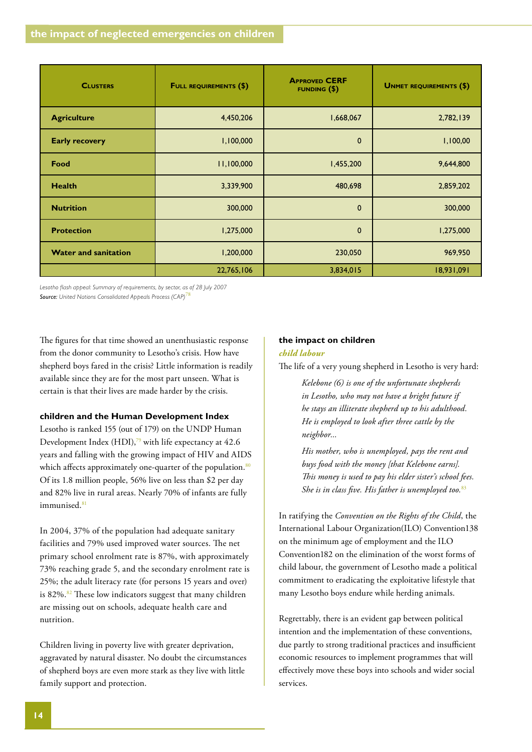| Clusters | Full requirements ($) | Approved CERF funding ($) | Unmet requirements ($) |
|---|---|---|---|
| **Agriculture** | 4,450,206 | 1,668,067 | 2,782,139 |
| **Early recovery** | 1,100,000 | 0 | 1,100,00 |
| **Food** | 11,100,000 | 1,455,200 | 9,644,800 |
| **Health** | 3,339,900 | 480,698 | 2,859,202 |
| **Nutrition** | 300,000 | 0 | 300,000 |
| **Protection** | 1,275,000 | 0 | 1,275,000 |
| **Water and sanitation** | 1,200,000 | 230,050 | 969,950 |
| | 22,765,106 | 3,834,015 | 18,931,091 |

*Lesotho flash appeal: Summary of requirements, by sector, as of 28 July 2007*
***Source:*** *United Nations Consolidated Appeals Process (CAP)*[78]

The figures for that time showed an unenthusiastic response from the donor community to Lesotho's crisis. How have shepherd boys fared in the crisis? Little information is readily available since they are for the most part unseen. What is certain is that their lives are made harder by the crisis.

### children and the Human Development Index

Lesotho is ranked 155 (out of 179) on the UNDP Human Development Index (HDI),[79] with life expectancy at 42.6 years and falling with the growing impact of HIV and AIDS which affects approximately one-quarter of the population.[80] Of its 1.8 million people, 56% live on less than $2 per day and 82% live in rural areas. Nearly 70% of infants are fully immunised.[81]

In 2004, 37% of the population had adequate sanitary facilities and 79% used improved water sources. The net primary school enrolment rate is 87%, with approximately 73% reaching grade 5, and the secondary enrolment rate is 25%; the adult literacy rate (for persons 15 years and over) is 82%.[82] These low indicators suggest that many children are missing out on schools, adequate health care and nutrition.

Children living in poverty live with greater deprivation, aggravated by natural disaster. No doubt the circumstances of shepherd boys are even more stark as they live with little family support and protection.

### the impact on children

#### *child labour*

The life of a very young shepherd in Lesotho is very hard:

> *Kelebone (6) is one of the unfortunate shepherds in Lesotho, who may not have a bright future if he stays an illiterate shepherd up to his adulthood. He is employed to look after three cattle by the neighbor...*
>
> *His mother, who is unemployed, pays the rent and buys food with the money [that Kelebone earns]. This money is used to pay his elder sister's school fees. She is in class five. His father is unemployed too.*[83]

In ratifying the *Convention on the Rights of the Child*, the International Labour Organization(ILO) Convention138 on the minimum age of employment and the ILO Convention182 on the elimination of the worst forms of child labour, the government of Lesotho made a political commitment to eradicating the exploitative lifestyle that many Lesotho boys endure while herding animals.

Regrettably, there is an evident gap between political intention and the implementation of these conventions, due partly to strong traditional practices and insufficient economic resources to implement programmes that will effectively move these boys into schools and wider social services.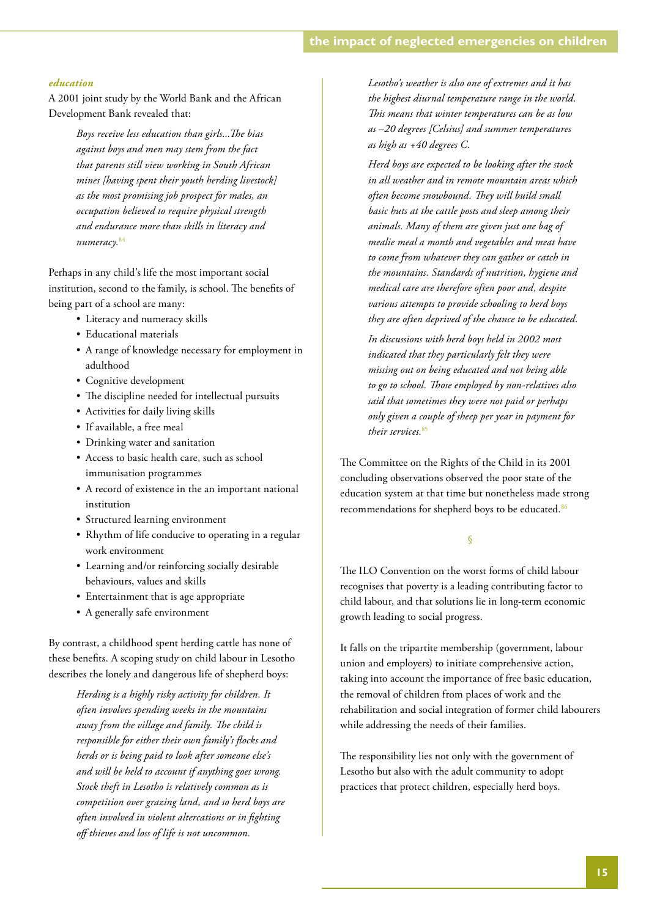### *education*

A 2001 joint study by the World Bank and the African Development Bank revealed that:

> *Boys receive less education than girls...The bias against boys and men may stem from the fact that parents still view working in South African mines [having spent their youth herding livestock] as the most promising job prospect for males, an occupation believed to require physical strength and endurance more than skills in literacy and numeracy.*[84]

Perhaps in any child's life the most important social institution, second to the family, is school. The benefits of being part of a school are many:

- Literacy and numeracy skills
- Educational materials
- A range of knowledge necessary for employment in adulthood
- Cognitive development
- The discipline needed for intellectual pursuits
- Activities for daily living skills
- If available, a free meal
- Drinking water and sanitation
- Access to basic health care, such as school immunisation programmes
- A record of existence in the an important national institution
- Structured learning environment
- Rhythm of life conducive to operating in a regular work environment
- Learning and/or reinforcing socially desirable behaviours, values and skills
- Entertainment that is age appropriate
- A generally safe environment

By contrast, a childhood spent herding cattle has none of these benefits. A scoping study on child labour in Lesotho describes the lonely and dangerous life of shepherd boys:

> *Herding is a highly risky activity for children. It often involves spending weeks in the mountains away from the village and family. The child is responsible for either their own family's flocks and herds or is being paid to look after someone else's and will be held to account if anything goes wrong. Stock theft in Lesotho is relatively common as is competition over grazing land, and so herd boys are often involved in violent altercations or in fighting off thieves and loss of life is not uncommon.*
>
> *Lesotho's weather is also one of extremes and it has the highest diurnal temperature range in the world. This means that winter temperatures can be as low as –20 degrees [Celsius] and summer temperatures as high as +40 degrees C.*
>
> *Herd boys are expected to be looking after the stock in all weather and in remote mountain areas which often become snowbound. They will build small basic huts at the cattle posts and sleep among their animals. Many of them are given just one bag of mealie meal a month and vegetables and meat have to come from whatever they can gather or catch in the mountains. Standards of nutrition, hygiene and medical care are therefore often poor and, despite various attempts to provide schooling to herd boys they are often deprived of the chance to be educated.*
>
> *In discussions with herd boys held in 2002 most indicated that they particularly felt they were missing out on being educated and not being able to go to school. Those employed by non-relatives also said that sometimes they were not paid or perhaps only given a couple of sheep per year in payment for their services.*[85]

The Committee on the Rights of the Child in its 2001 concluding observations observed the poor state of the education system at that time but nonetheless made strong recommendations for shepherd boys to be educated.[86]

§

The ILO Convention on the worst forms of child labour recognises that poverty is a leading contributing factor to child labour, and that solutions lie in long-term economic growth leading to social progress.

It falls on the tripartite membership (government, labour union and employers) to initiate comprehensive action, taking into account the importance of free basic education, the removal of children from places of work and the rehabilitation and social integration of former child labourers while addressing the needs of their families.

The responsibility lies not only with the government of Lesotho but also with the adult community to adopt practices that protect children, especially herd boys.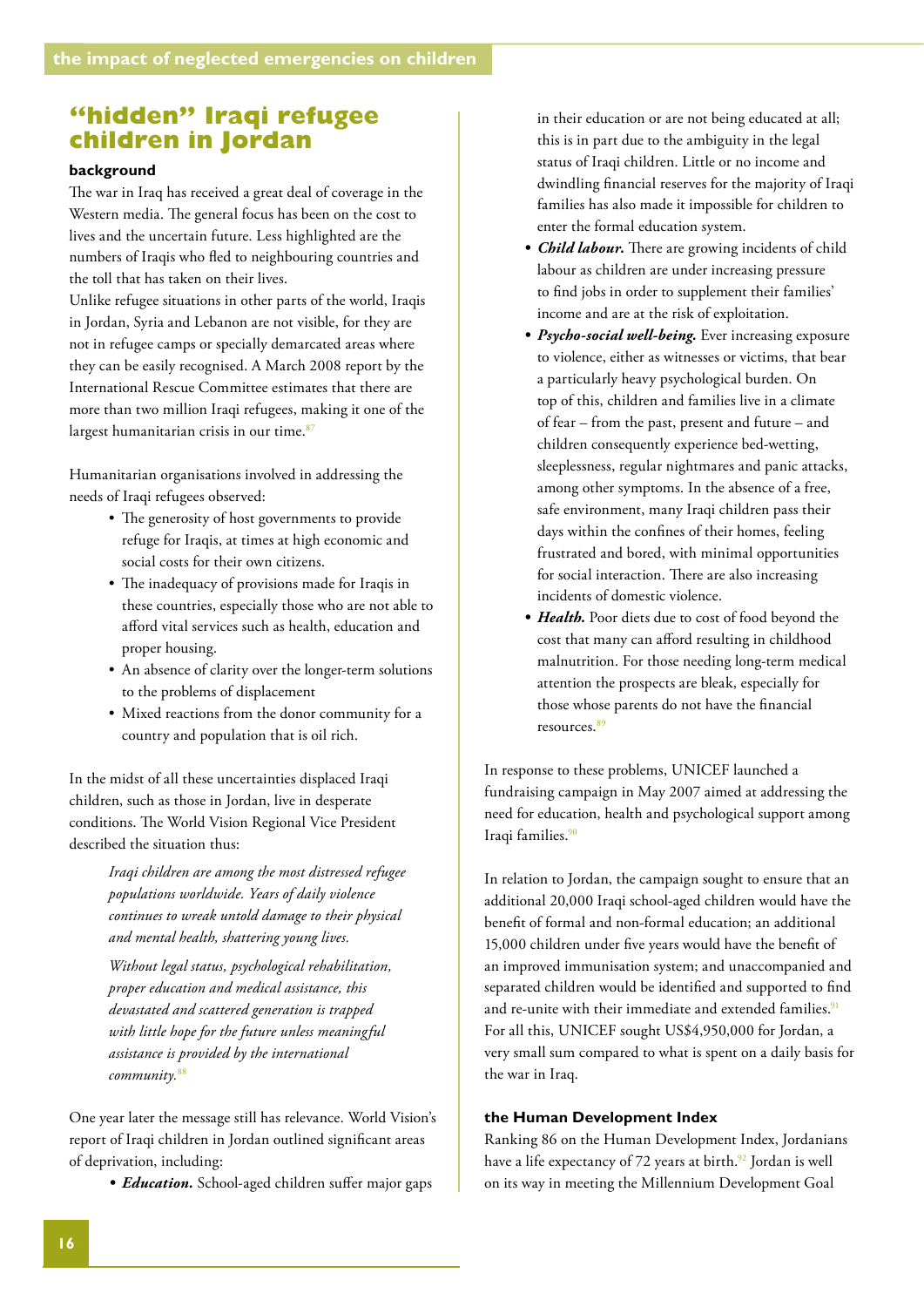## "hidden" Iraqi refugee children in Jordan

### background

The war in Iraq has received a great deal of coverage in the Western media. The general focus has been on the cost to lives and the uncertain future. Less highlighted are the numbers of Iraqis who fled to neighbouring countries and the toll that has taken on their lives.

Unlike refugee situations in other parts of the world, Iraqis in Jordan, Syria and Lebanon are not visible, for they are not in refugee camps or specially demarcated areas where they can be easily recognised. A March 2008 report by the International Rescue Committee estimates that there are more than two million Iraqi refugees, making it one of the largest humanitarian crisis in our time.[87]

Humanitarian organisations involved in addressing the needs of Iraqi refugees observed:

- The generosity of host governments to provide refuge for Iraqis, at times at high economic and social costs for their own citizens.
- The inadequacy of provisions made for Iraqis in these countries, especially those who are not able to afford vital services such as health, education and proper housing.
- An absence of clarity over the longer-term solutions to the problems of displacement
- Mixed reactions from the donor community for a country and population that is oil rich.

In the midst of all these uncertainties displaced Iraqi children, such as those in Jordan, live in desperate conditions. The World Vision Regional Vice President described the situation thus:

> *Iraqi children are among the most distressed refugee populations worldwide. Years of daily violence continues to wreak untold damage to their physical and mental health, shattering young lives.*
>
> *Without legal status, psychological rehabilitation, proper education and medical assistance, this devastated and scattered generation is trapped with little hope for the future unless meaningful assistance is provided by the international community.*[88]

One year later the message still has relevance. World Vision's report of Iraqi children in Jordan outlined significant areas of deprivation, including:

- ***Education.*** School-aged children suffer major gaps in their education or are not being educated at all; this is in part due to the ambiguity in the legal status of Iraqi children. Little or no income and dwindling financial reserves for the majority of Iraqi families has also made it impossible for children to enter the formal education system.
- ***Child labour.*** There are growing incidents of child labour as children are under increasing pressure to find jobs in order to supplement their families' income and are at the risk of exploitation.
- ***Psycho-social well-being.*** Ever increasing exposure to violence, either as witnesses or victims, that bear a particularly heavy psychological burden. On top of this, children and families live in a climate of fear – from the past, present and future – and children consequently experience bed-wetting, sleeplessness, regular nightmares and panic attacks, among other symptoms. In the absence of a free, safe environment, many Iraqi children pass their days within the confines of their homes, feeling frustrated and bored, with minimal opportunities for social interaction. There are also increasing incidents of domestic violence.
- ***Health.*** Poor diets due to cost of food beyond the cost that many can afford resulting in childhood malnutrition. For those needing long-term medical attention the prospects are bleak, especially for those whose parents do not have the financial resources.[89]

In response to these problems, UNICEF launched a fundraising campaign in May 2007 aimed at addressing the need for education, health and psychological support among Iraqi families.[90]

In relation to Jordan, the campaign sought to ensure that an additional 20,000 Iraqi school-aged children would have the benefit of formal and non-formal education; an additional 15,000 children under five years would have the benefit of an improved immunisation system; and unaccompanied and separated children would be identified and supported to find and re-unite with their immediate and extended families.[91] For all this, UNICEF sought US$4,950,000 for Jordan, a very small sum compared to what is spent on a daily basis for the war in Iraq.

### the Human Development Index

Ranking 86 on the Human Development Index, Jordanians have a life expectancy of 72 years at birth.[92] Jordan is well on its way in meeting the Millennium Development Goal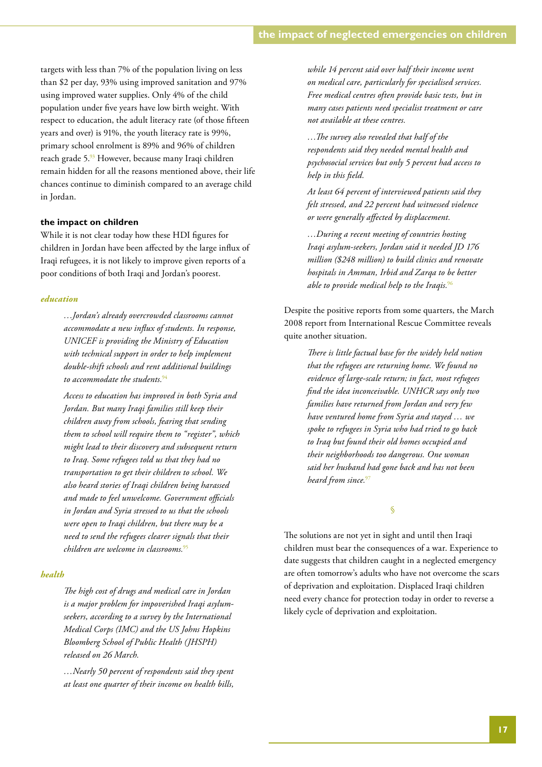targets with less than 7% of the population living on less than $2 per day, 93% using improved sanitation and 97% using improved water supplies. Only 4% of the child population under five years have low birth weight. With respect to education, the adult literacy rate (of those fifteen years and over) is 91%, the youth literacy rate is 99%, primary school enrolment is 89% and 96% of children reach grade 5.[93] However, because many Iraqi children remain hidden for all the reasons mentioned above, their life chances continue to diminish compared to an average child in Jordan.

### the impact on children

While it is not clear today how these HDI figures for children in Jordan have been affected by the large influx of Iraqi refugees, it is not likely to improve given reports of a poor conditions of both Iraqi and Jordan's poorest.

#### *education*

> *…Jordan's already overcrowded classrooms cannot accommodate a new influx of students. In response, UNICEF is providing the Ministry of Education with technical support in order to help implement double-shift schools and rent additional buildings to accommodate the students.*[94]
>
> *Access to education has improved in both Syria and Jordan. But many Iraqi families still keep their children away from schools, fearing that sending them to school will require them to "register", which might lead to their discovery and subsequent return to Iraq. Some refugees told us that they had no transportation to get their children to school. We also heard stories of Iraqi children being harassed and made to feel unwelcome. Government officials in Jordan and Syria stressed to us that the schools were open to Iraqi children, but there may be a need to send the refugees clearer signals that their children are welcome in classrooms.*[95]

#### *health*

> *The high cost of drugs and medical care in Jordan is a major problem for impoverished Iraqi asylum-seekers, according to a survey by the International Medical Corps (IMC) and the US Johns Hopkins Bloomberg School of Public Health (JHSPH) released on 26 March.*
>
> *…Nearly 50 percent of respondents said they spent at least one quarter of their income on health bills, while 14 percent said over half their income went on medical care, particularly for specialised services. Free medical centres often provide basic tests, but in many cases patients need specialist treatment or care not available at these centres.*
>
> *…The survey also revealed that half of the respondents said they needed mental health and psychosocial services but only 5 percent had access to help in this field.*
>
> *At least 64 percent of interviewed patients said they felt stressed, and 22 percent had witnessed violence or were generally affected by displacement.*
>
> *…During a recent meeting of countries hosting Iraqi asylum-seekers, Jordan said it needed JD 176 million ($248 million) to build clinics and renovate hospitals in Amman, Irbid and Zarqa to be better able to provide medical help to the Iraqis.*[96]

Despite the positive reports from some quarters, the March 2008 report from International Rescue Committee reveals quite another situation.

> *There is little factual base for the widely held notion that the refugees are returning home. We found no evidence of large-scale return; in fact, most refugees find the idea inconceivable. UNHCR says only two families have returned from Jordan and very few have ventured home from Syria and stayed … we spoke to refugees in Syria who had tried to go back to Iraq but found their old homes occupied and their neighborhoods too dangerous. One woman said her husband had gone back and has not been heard from since.*[97]

§

The solutions are not yet in sight and until then Iraqi children must bear the consequences of a war. Experience to date suggests that children caught in a neglected emergency are often tomorrow's adults who have not overcome the scars of deprivation and exploitation. Displaced Iraqi children need every chance for protection today in order to reverse a likely cycle of deprivation and exploitation.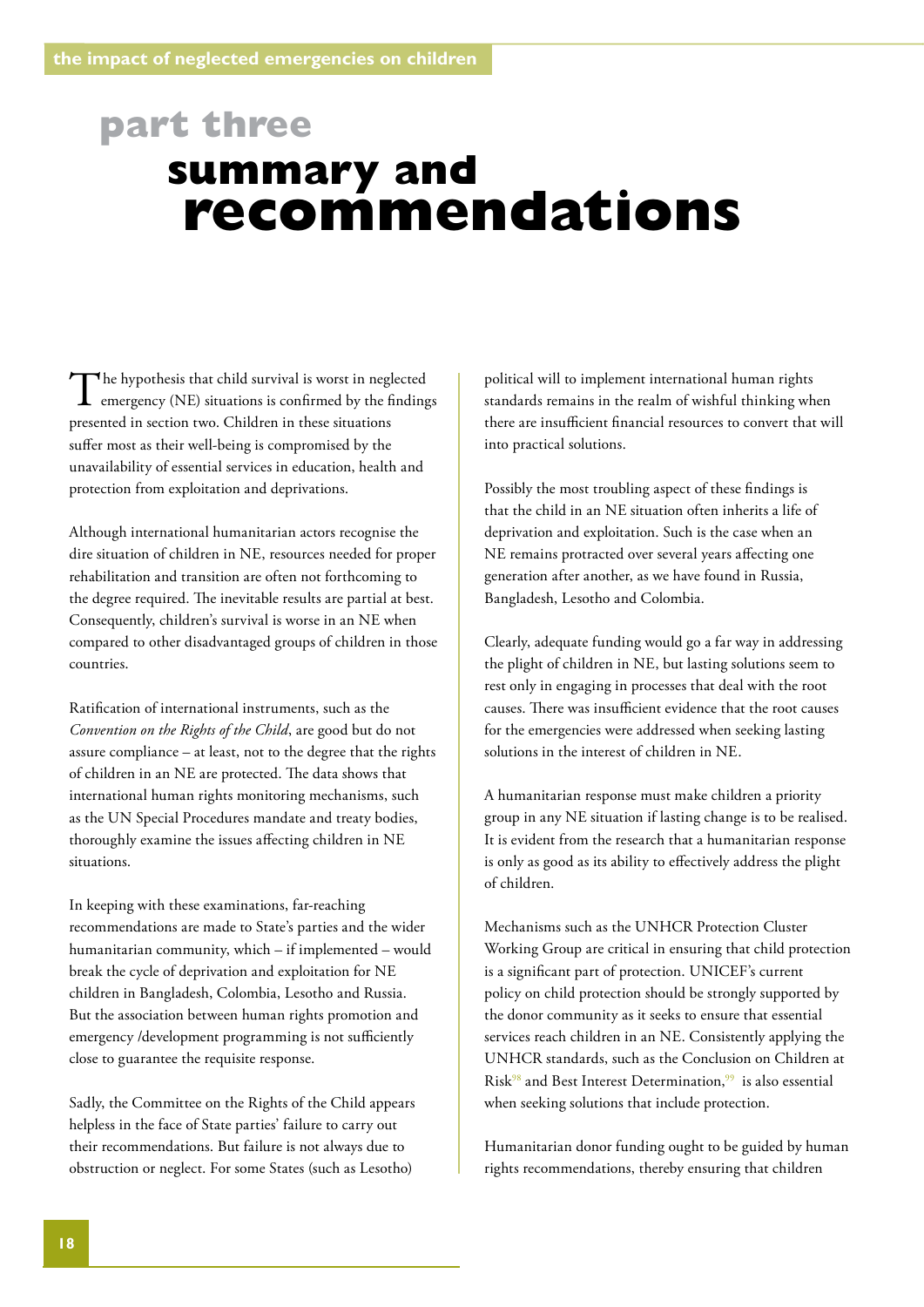# part three

# summary and recommendations

The hypothesis that child survival is worst in neglected emergency (NE) situations is confirmed by the findings presented in section two. Children in these situations suffer most as their well-being is compromised by the unavailability of essential services in education, health and protection from exploitation and deprivations.

Although international humanitarian actors recognise the dire situation of children in NE, resources needed for proper rehabilitation and transition are often not forthcoming to the degree required. The inevitable results are partial at best. Consequently, children's survival is worse in an NE when compared to other disadvantaged groups of children in those countries.

Ratification of international instruments, such as the *Convention on the Rights of the Child*, are good but do not assure compliance – at least, not to the degree that the rights of children in an NE are protected. The data shows that international human rights monitoring mechanisms, such as the UN Special Procedures mandate and treaty bodies, thoroughly examine the issues affecting children in NE situations.

In keeping with these examinations, far-reaching recommendations are made to State's parties and the wider humanitarian community, which – if implemented – would break the cycle of deprivation and exploitation for NE children in Bangladesh, Colombia, Lesotho and Russia. But the association between human rights promotion and emergency /development programming is not sufficiently close to guarantee the requisite response.

Sadly, the Committee on the Rights of the Child appears helpless in the face of State parties' failure to carry out their recommendations. But failure is not always due to obstruction or neglect. For some States (such as Lesotho) political will to implement international human rights standards remains in the realm of wishful thinking when there are insufficient financial resources to convert that will into practical solutions.

Possibly the most troubling aspect of these findings is that the child in an NE situation often inherits a life of deprivation and exploitation. Such is the case when an NE remains protracted over several years affecting one generation after another, as we have found in Russia, Bangladesh, Lesotho and Colombia.

Clearly, adequate funding would go a far way in addressing the plight of children in NE, but lasting solutions seem to rest only in engaging in processes that deal with the root causes. There was insufficient evidence that the root causes for the emergencies were addressed when seeking lasting solutions in the interest of children in NE.

A humanitarian response must make children a priority group in any NE situation if lasting change is to be realised. It is evident from the research that a humanitarian response is only as good as its ability to effectively address the plight of children.

Mechanisms such as the UNHCR Protection Cluster Working Group are critical in ensuring that child protection is a significant part of protection. UNICEF's current policy on child protection should be strongly supported by the donor community as it seeks to ensure that essential services reach children in an NE. Consistently applying the UNHCR standards, such as the Conclusion on Children at Risk[98] and Best Interest Determination,[99] is also essential when seeking solutions that include protection.

Humanitarian donor funding ought to be guided by human rights recommendations, thereby ensuring that children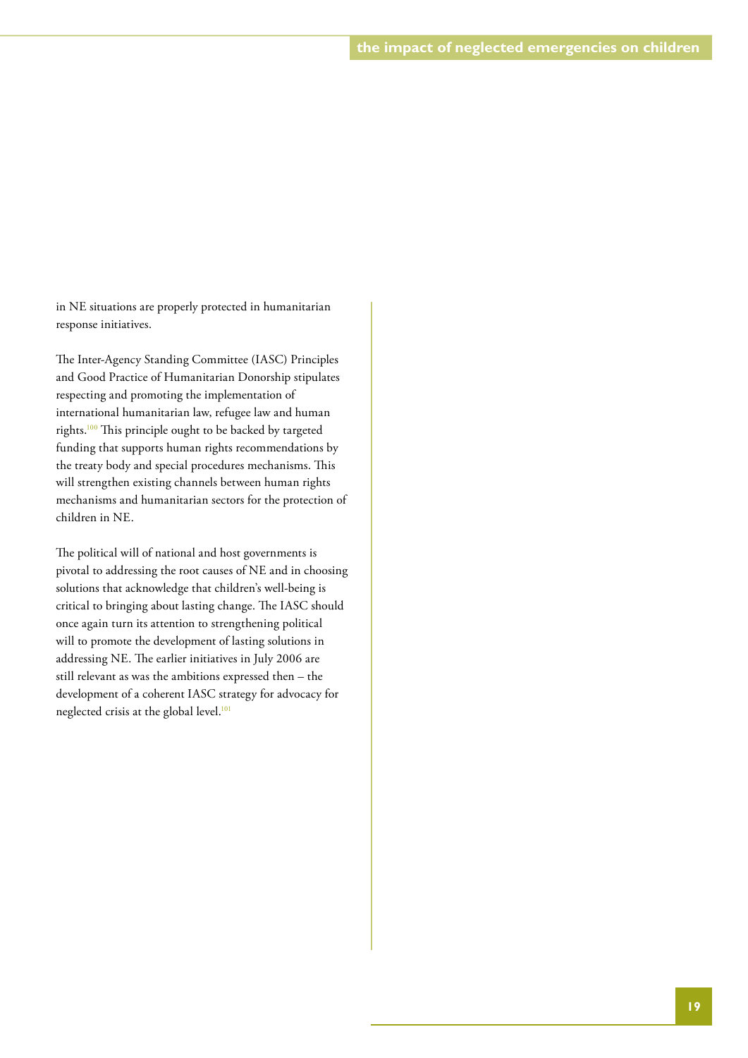in NE situations are properly protected in humanitarian response initiatives.

The Inter-Agency Standing Committee (IASC) Principles and Good Practice of Humanitarian Donorship stipulates respecting and promoting the implementation of international humanitarian law, refugee law and human rights.[100] This principle ought to be backed by targeted funding that supports human rights recommendations by the treaty body and special procedures mechanisms. This will strengthen existing channels between human rights mechanisms and humanitarian sectors for the protection of children in NE.

The political will of national and host governments is pivotal to addressing the root causes of NE and in choosing solutions that acknowledge that children's well-being is critical to bringing about lasting change. The IASC should once again turn its attention to strengthening political will to promote the development of lasting solutions in addressing NE. The earlier initiatives in July 2006 are still relevant as was the ambitions expressed then – the development of a coherent IASC strategy for advocacy for neglected crisis at the global level.[101]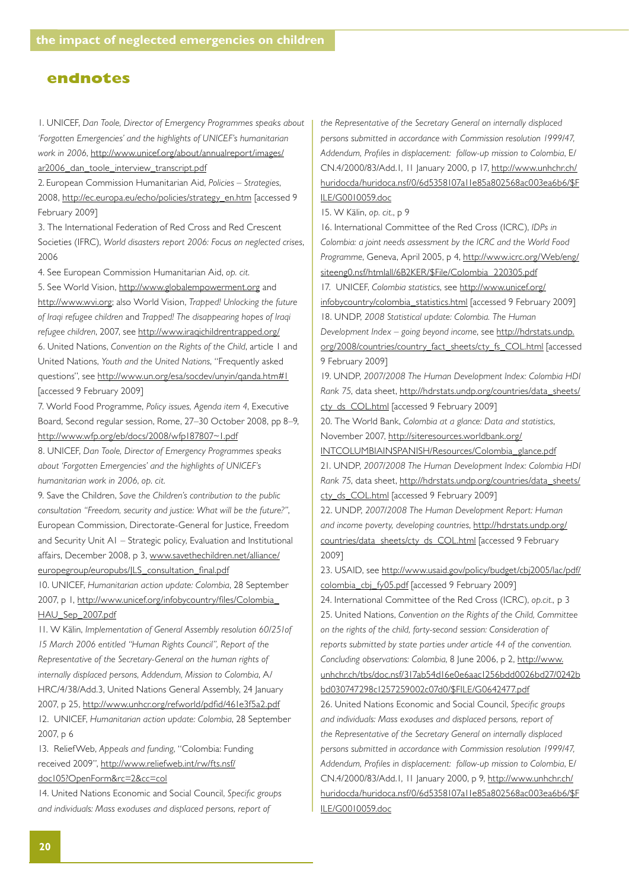## endnotes

1. UNICEF, *Dan Toole, Director of Emergency Programmes speaks about 'Forgotten Emergencies' and the highlights of UNICEF's humanitarian work in 2006*, http://www.unicef.org/about/annualreport/images/ar2006_dan_toole_interview_transcript.pdf
2. European Commission Humanitarian Aid, *Policies – Strategies*, 2008, http://ec.europa.eu/echo/policies/strategy_en.htm [accessed 9 February 2009]
3. The International Federation of Red Cross and Red Crescent Societies (IFRC), *World disasters report 2006: Focus on neglected crises*, 2006
4. See European Commission Humanitarian Aid, *op. cit.*
5. See World Vision, http://www.globalempowerment.org and http://www.wvi.org; also World Vision, *Trapped! Unlocking the future of Iraqi refugee children* and *Trapped! The disappearing hopes of Iraqi refugee children*, 2007, see http://www.iraqichildrentrapped.org/
6. United Nations, *Convention on the Rights of the Child*, article 1 and United Nations, *Youth and the United Nations*, "Frequently asked questions", see http://www.un.org/esa/socdev/unyin/qanda.htm#1 [accessed 9 February 2009]
7. World Food Programme, *Policy issues, Agenda item 4*, Executive Board, Second regular session, Rome, 27–30 October 2008, pp 8–9, http://www.wfp.org/eb/docs/2008/wfp187807~1.pdf
8. UNICEF, *Dan Toole, Director of Emergency Programmes speaks about 'Forgotten Emergencies' and the highlights of UNICEF's humanitarian work in 2006*, *op. cit.*
9. Save the Children, *Save the Children's contribution to the public consultation "Freedom, security and justice: What will be the future?"*, European Commission, Directorate-General for Justice, Freedom and Security Unit A1 – Strategic policy, Evaluation and Institutional affairs, December 2008, p 3, www.savethechildren.net/alliance/europegroup/europubs/JLS_consultation_final.pdf
10. UNICEF, *Humanitarian action update: Colombia*, 28 September 2007, p 1, http://www.unicef.org/infobycountry/files/Colombia_HAU_Sep_2007.pdf
11. W Kälin, *Implementation of General Assembly resolution 60/251of 15 March 2006 entitled "Human Rights Council", Report of the Representative of the Secretary-General on the human rights of internally displaced persons, Addendum, Mission to Colombia*, A/HRC/4/38/Add.3, United Nations General Assembly, 24 January 2007, p 25, http://www.unhcr.org/refworld/pdfid/461e3f5a2.pdf
12. UNICEF, *Humanitarian action update: Colombia*, 28 September 2007, p 6
13. ReliefWeb, *Appeals and funding*, "Colombia: Funding received 2009", http://www.reliefweb.int/rw/fts.nsf/doc105?OpenForm&rc=2&cc=col
14. United Nations Economic and Social Council, *Specific groups and individuals: Mass exoduses and displaced persons, report of the Representative of the Secretary General on internally displaced persons submitted in accordance with Commission resolution 1999/47, Addendum, Profiles in displacement: follow-up mission to Colombia*, E/CN.4/2000/83/Add.1, 11 January 2000, p 17, http://www.unhchr.ch/huridocda/huridoca.nsf/0/6d5358107a11e85a802568ac003ea6b6/$FILE/G0010059.doc
15. W Kälin, *op. cit.*, p 9
16. International Committee of the Red Cross (ICRC), *IDPs in Colombia: a joint needs assessment by the ICRC and the World Food Programme*, Geneva, April 2005, p 4, http://www.icrc.org/Web/eng/siteeng0.nsf/htmlall/6B2KER/$File/Colombia_220305.pdf
17. UNICEF, *Colombia statistics*, see http://www.unicef.org/infobycountry/colombia_statistics.html [accessed 9 February 2009]
18. UNDP, *2008 Statistical update: Colombia. The Human Development Index – going beyond income*, see http://hdrstats.undp.org/2008/countries/country_fact_sheets/cty_fs_COL.html [accessed 9 February 2009]
19. UNDP, *2007/2008 The Human Development Index: Colombia HDI Rank 75*, data sheet, http://hdrstats.undp.org/countries/data_sheets/cty_ds_COL.html [accessed 9 February 2009]
20. The World Bank, *Colombia at a glance: Data and statistics*, November 2007, http://siteresources.worldbank.org/INTCOLUMBIAINSPANISH/Resources/Colombia_glance.pdf
21. UNDP, *2007/2008 The Human Development Index: Colombia HDI Rank 75*, data sheet, http://hdrstats.undp.org/countries/data_sheets/cty_ds_COL.html [accessed 9 February 2009]
22. UNDP, *2007/2008 The Human Development Report: Human and income poverty, developing countries*, http://hdrstats.undp.org/countries/data_sheets/cty_ds_COL.html [accessed 9 February 2009]
23. USAID, see http://www.usaid.gov/policy/budget/cbj2005/lac/pdf/colombia_cbj_fy05.pdf [accessed 9 February 2009]
24. International Committee of the Red Cross (ICRC), *op.cit.*, p 3
25. United Nations, *Convention on the Rights of the Child, Committee on the rights of the child, forty-second session: Consideration of reports submitted by state parties under article 44 of the convention. Concluding observations: Colombia*, 8 June 2006, p 2, http://www.unhchr.ch/tbs/doc.nsf/317ab54d16e0e6aac1256bdd0026bd27/0242bbd030747298c1257259002c07d0/$FILE/G0642477.pdf
26. United Nations Economic and Social Council, *Specific groups and individuals: Mass exoduses and displaced persons, report of the Representative of the Secretary General on internally displaced persons submitted in accordance with Commission resolution 1999/47, Addendum, Profiles in displacement: follow-up mission to Colombia*, E/CN.4/2000/83/Add.1, 11 January 2000, p 9, http://www.unhchr.ch/huridocda/huridoca.nsf/0/6d5358107a11e85a802568ac003ea6b6/$FILE/G0010059.doc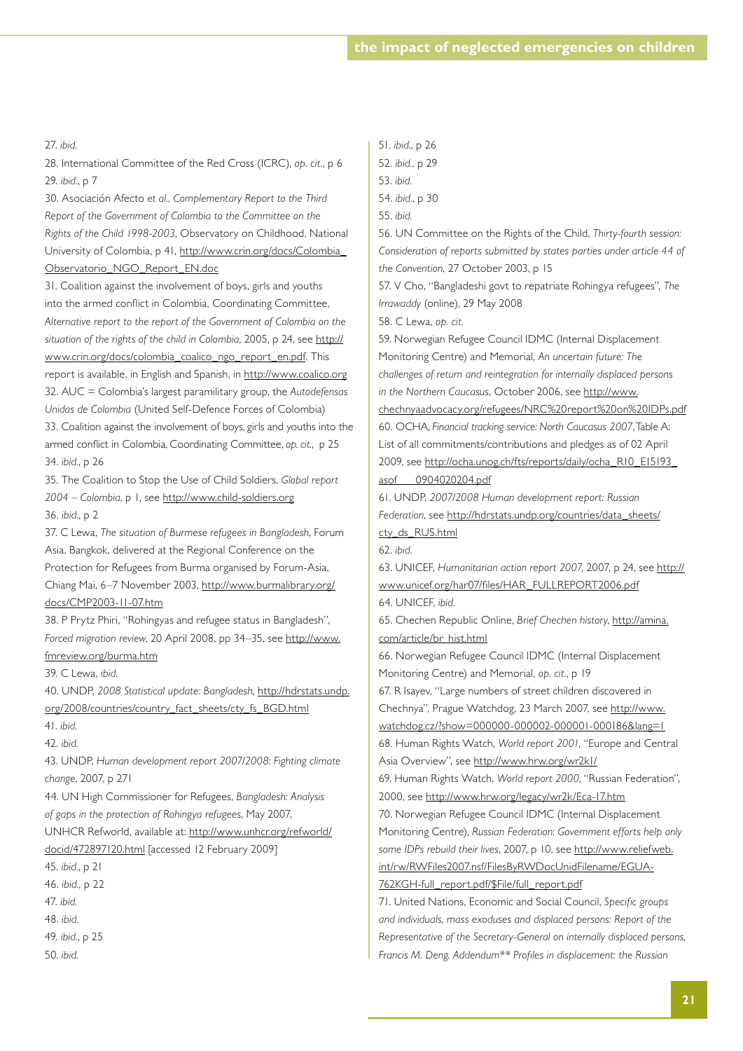27. *ibid.*

28. International Committee of the Red Cross (ICRC), *op. cit.*, p 6

29. *ibid.*, p 7

30. Asociación Afecto *et al.*, *Complementary Report to the Third Report of the Government of Colombia to the Committee on the Rights of the Child 1998-2003*, Observatory on Childhood, National University of Colombia, p 41, http://www.crin.org/docs/Colombia_Observatorio_NGO_Report_EN.doc

31. Coalition against the involvement of boys, girls and youths into the armed conflict in Colombia, Coordinating Committee, *Alternative report to the report of the Government of Colombia on the situation of the rights of the child in Colombia*, 2005, p 24, see http://www.crin.org/docs/colombia_coalico_ngo_report_en.pdf. This report is available, in English and Spanish, in http://www.coalico.org

32. AUC = Colombia's largest paramilitary group, the *Autodefensas Unidas de Colombia* (United Self-Defence Forces of Colombia)

33. Coalition against the involvement of boys, girls and youths into the armed conflict in Colombia, Coordinating Committee, *op. cit.*, p 25

34. *ibid.*, p 26

35. The Coalition to Stop the Use of Child Soldiers, *Global report 2004 – Colombia*, p 1, see http://www.child-soldiers.org

36. *ibid.*, p 2

37. C Lewa, *The situation of Burmese refugees in Bangladesh*, Forum Asia, Bangkok, delivered at the Regional Conference on the Protection for Refugees from Burma organised by Forum-Asia, Chiang Mai, 6–7 November 2003, http://www.burmalibrary.org/docs/CMP2003-11-07.htm

38. P Prytz Phiri, "Rohingyas and refugee status in Bangladesh", *Forced migration review*, 20 April 2008, pp 34–35, see http://www.fmreview.org/burma.htm

39. C Lewa, *ibid.*

40. UNDP, *2008 Statistical update: Bangladesh*, http://hdrstats.undp.org/2008/countries/country_fact_sheets/cty_fs_BGD.html

41. *ibid.*

42. *ibid.*

43. UNDP, *Human development report 2007/2008: Fighting climate change*, 2007, p 271

44. UN High Commissioner for Refugees, *Bangladesh: Analysis of gaps in the protection of Rohingya refugees*, May 2007, UNHCR Refworld, available at: http://www.unhcr.org/refworld/docid/472897120.html [accessed 12 February 2009]

45. *ibid.*, p 21

46. *ibid.*, p 22

47. *ibid.*

48. *ibid.*

49. *ibid.*, p 25

50. *ibid.*

51. *ibid.*, p 26

52. *ibid.*, p 29

53. *ibid.*

54. *ibid.*, p 30

55. *ibid.*

56. UN Committee on the Rights of the Child, *Thirty-fourth session: Consideration of reports submitted by states parties under article 44 of the Convention*, 27 October 2003, p 15

57. V Cho, "Bangladeshi govt to repatriate Rohingya refugees", *The Irrawaddy* (online), 29 May 2008

58. C Lewa, *op. cit.*

59. Norwegian Refugee Council IDMC (Internal Displacement Monitoring Centre) and Memorial, *An uncertain future: The challenges of return and reintegration for internally displaced persons in the Northern Caucasus*, October 2006, see http://www.chechnyaadvocacy.org/refugees/NRC%20report%20on%20IDPs.pdf

60. OCHA, *Financial tracking service: North Caucasus 2007*, Table A: List of all commitments/contributions and pledges as of 02 April 2009, see http://ocha.unog.ch/fts/reports/daily/ocha_R10_E15193_asof___0904020204.pdf

61. UNDP, *2007/2008 Human development report: Russian Federation*, see http://hdrstats.undp.org/countries/data_sheets/cty_ds_RUS.html

62. *ibid.*

63. UNICEF, *Humanitarian action report 2007*, 2007, p 24, see http://www.unicef.org/har07/files/HAR_FULLREPORT2006.pdf

64. UNICEF, *ibid.*

65. Chechen Republic Online, *Brief Chechen history*, http://amina.com/article/br_hist.html

66. Norwegian Refugee Council IDMC (Internal Displacement Monitoring Centre) and Memorial, *op. cit.*, p 19

67. R Isayev, "Large numbers of street children discovered in Chechnya", Prague Watchdog, 23 March 2007, see http://www.watchdog.cz/?show=000000-000002-000001-000186&lang=1

68. Human Rights Watch, *World report 2001*, "Europe and Central Asia Overview", see http://www.hrw.org/wr2k1/

69. Human Rights Watch, *World report 2000*, "Russian Federation", 2000, see http://www.hrw.org/legacy/wr2k/Eca-17.htm

70. Norwegian Refugee Council IDMC (Internal Displacement Monitoring Centre), *Russian Federation: Government efforts help only some IDPs rebuild their lives*, 2007, p 10, see http://www.reliefweb.int/rw/RWFiles2007.nsf/FilesByRWDocUnidFilename/EGUA-762KGH-full_report.pdf/$File/full_report.pdf

71. United Nations, Economic and Social Council, *Specific groups and individuals, mass exoduses and displaced persons: Report of the Representative of the Secretary-General on internally displaced persons, Francis M. Deng. Addendum** Profiles in displacement: the Russian*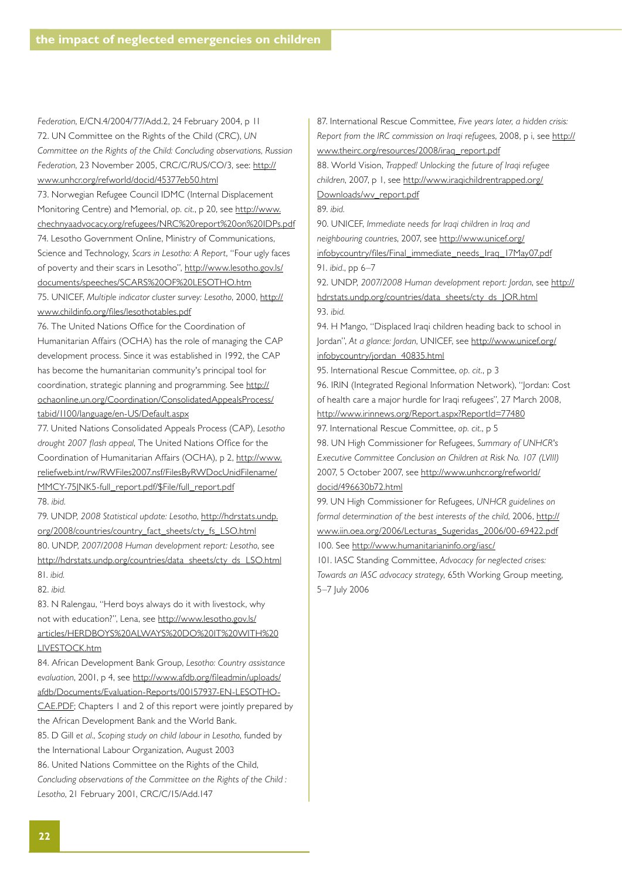*Federation*, E/CN.4/2004/77/Add.2, 24 February 2004, p 11

72. UN Committee on the Rights of the Child (CRC), *UN Committee on the Rights of the Child: Concluding observations, Russian Federation*, 23 November 2005, CRC/C/RUS/CO/3, see: http://www.unhcr.org/refworld/docid/45377eb50.html

73. Norwegian Refugee Council IDMC (Internal Displacement Monitoring Centre) and Memorial, *op. cit.*, p 20, see http://www.chechnyaadvocacy.org/refugees/NRC%20report%20on%20IDPs.pdf

74. Lesotho Government Online, Ministry of Communications, Science and Technology, *Scars in Lesotho: A Report*, "Four ugly faces of poverty and their scars in Lesotho", http://www.lesotho.gov.ls/documents/speeches/SCARS%20OF%20LESOTHO.htm

75. UNICEF, *Multiple indicator cluster survey: Lesotho*, 2000, http://www.childinfo.org/files/lesothotables.pdf

76. The United Nations Office for the Coordination of Humanitarian Affairs (OCHA) has the role of managing the CAP development process. Since it was established in 1992, the CAP has become the humanitarian community's principal tool for coordination, strategic planning and programming. See http://ochaonline.un.org/Coordination/ConsolidatedAppealsProcess/tabid/1100/language/en-US/Default.aspx

77. United Nations Consolidated Appeals Process (CAP), *Lesotho drought 2007 flash appeal*, The United Nations Office for the Coordination of Humanitarian Affairs (OCHA), p 2, http://www.reliefweb.int/rw/RWFiles2007.nsf/FilesByRWDocUnidFilename/MMCY-75JNK5-full_report.pdf/$File/full_report.pdf

78. *ibid.*

79. UNDP, *2008 Statistical update: Lesotho*, http://hdrstats.undp.org/2008/countries/country_fact_sheets/cty_fs_LSO.html

80. UNDP, *2007/2008 Human development report: Lesotho*, see http://hdrstats.undp.org/countries/data_sheets/cty_ds_LSO.html

81. *ibid.*

82. *ibid.*

83. N Ralengau, "Herd boys always do it with livestock, why not with education?", Lena, see http://www.lesotho.gov.ls/articles/HERDBOYS%20ALWAYS%20DO%20IT%20WITH%20LIVESTOCK.htm

84. African Development Bank Group, *Lesotho: Country assistance evaluation*, 2001, p 4, see http://www.afdb.org/fileadmin/uploads/afdb/Documents/Evaluation-Reports/00157937-EN-LESOTHO-CAE.PDF; Chapters 1 and 2 of this report were jointly prepared by the African Development Bank and the World Bank.

85. D Gill *et al.*, *Scoping study on child labour in Lesotho*, funded by the International Labour Organization, August 2003

86. United Nations Committee on the Rights of the Child, *Concluding observations of the Committee on the Rights of the Child : Lesotho*, 21 February 2001, CRC/C/15/Add.147

87. International Rescue Committee, *Five years later, a hidden crisis: Report from the IRC commission on Iraqi refugees*, 2008, p i, see http://www.theirc.org/resources/2008/iraq_report.pdf

88. World Vision, *Trapped! Unlocking the future of Iraqi refugee children*, 2007, p 1, see http://www.iraqichildrentrapped.org/Downloads/wv_report.pdf

89. *ibid.*

90. UNICEF, *Immediate needs for Iraqi children in Iraq and neighbouring countries*, 2007, see http://www.unicef.org/infobycountry/files/Final_immediate_needs_Iraq_17May07.pdf

91. *ibid.*, pp 6–7

92. UNDP, *2007/2008 Human development report: Jordan*, see http://hdrstats.undp.org/countries/data_sheets/cty_ds_JOR.html

93. *ibid.*

94. H Mango, "Displaced Iraqi children heading back to school in Jordan", *At a glance: Jordan*, UNICEF, see http://www.unicef.org/infobycountry/jordan_40835.html

95. International Rescue Committee, *op. cit.*, p 3

96. IRIN (Integrated Regional Information Network), "Jordan: Cost of health care a major hurdle for Iraqi refugees", 27 March 2008, http://www.irinnews.org/Report.aspx?ReportId=77480

97. International Rescue Committee, *op. cit.*, p 5

98. UN High Commissioner for Refugees, *Summary of UNHCR's Executive Committee Conclusion on Children at Risk No. 107 (LVIII)* 2007, 5 October 2007, see http://www.unhcr.org/refworld/docid/496630b72.html

99. UN High Commissioner for Refugees, *UNHCR guidelines on formal determination of the best interests of the child*, 2006, http://www.iin.oea.org/2006/Lecturas_Sugeridas_2006/00-69422.pdf

100. See http://www.humanitarianinfo.org/iasc/

101. IASC Standing Committee, *Advocacy for neglected crises: Towards an IASC advocacy strategy*, 65th Working Group meeting, 5–7 July 2006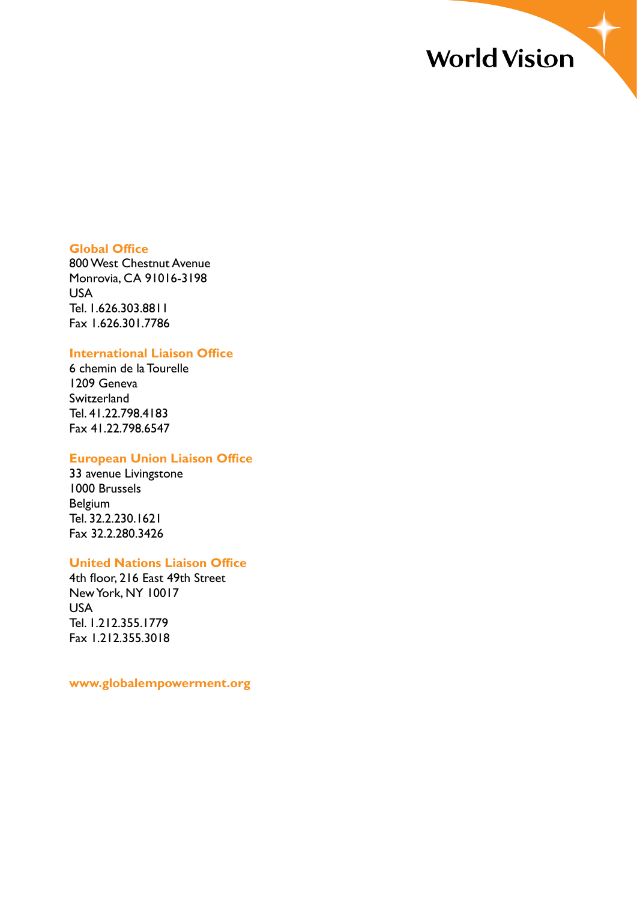World Vision

**Global Office**
800 West Chestnut Avenue
Monrovia, CA 91016-3198
USA
Tel. 1.626.303.8811
Fax 1.626.301.7786

**International Liaison Office**
6 chemin de la Tourelle
1209 Geneva
Switzerland
Tel. 41.22.798.4183
Fax 41.22.798.6547

**European Union Liaison Office**
33 avenue Livingstone
1000 Brussels
Belgium
Tel. 32.2.230.1621
Fax 32.2.280.3426

**United Nations Liaison Office**
4th floor, 216 East 49th Street
New York, NY 10017
USA
Tel. 1.212.355.1779
Fax 1.212.355.3018

**www.globalempowerment.org**